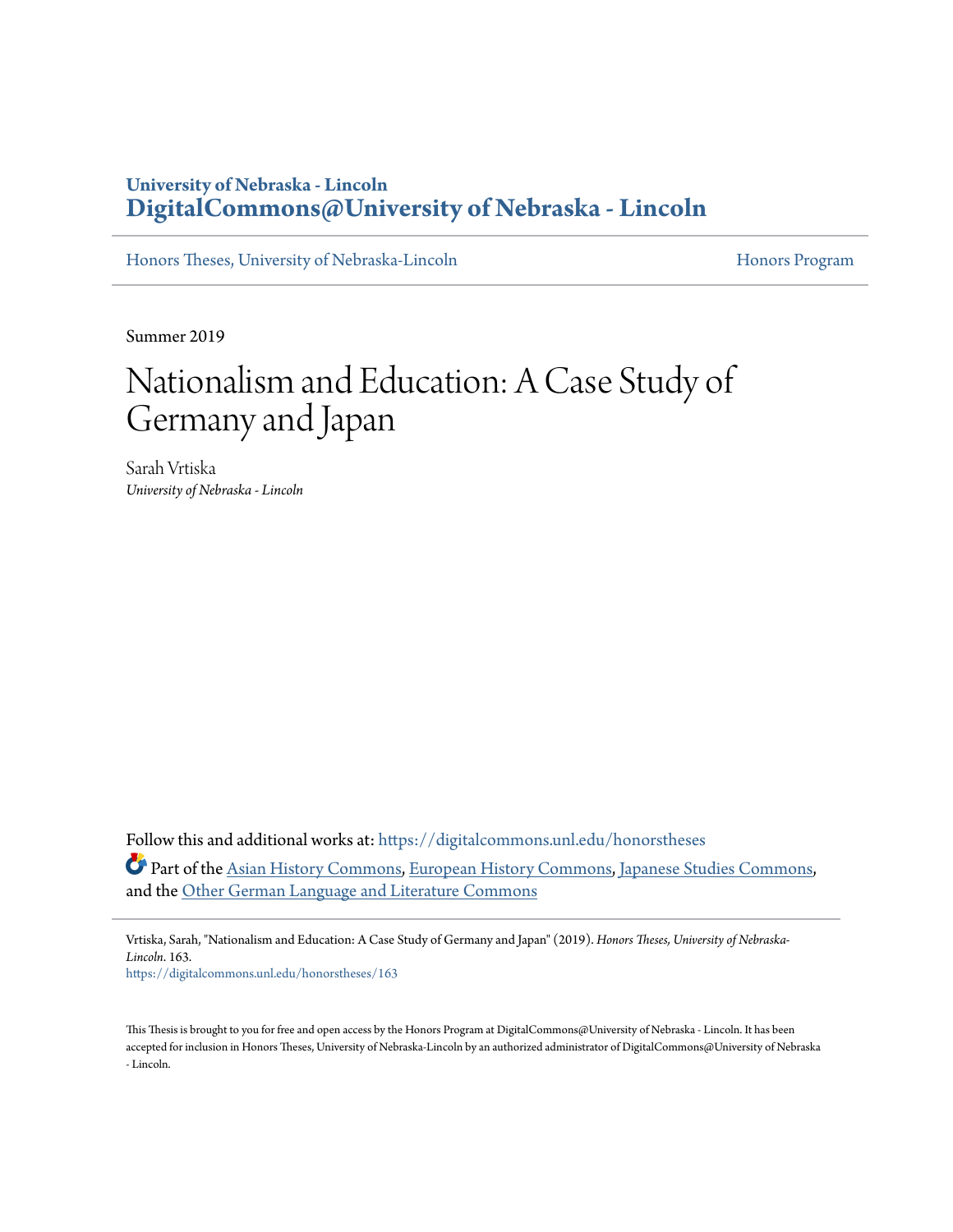University of Nebraska - Lincoln
**DigitalCommons@University of Nebraska - Lincoln**

Honors Theses, University of Nebraska-Lincoln | Honors Program

Summer 2019

# Nationalism and Education: A Case Study of Germany and Japan

Sarah Vrtiska
*University of Nebraska - Lincoln*

Follow this and additional works at: https://digitalcommons.unl.edu/honorstheses

Part of the Asian History Commons, European History Commons, Japanese Studies Commons, and the Other German Language and Literature Commons

Vrtiska, Sarah, "Nationalism and Education: A Case Study of Germany and Japan" (2019). *Honors Theses, University of Nebraska-Lincoln*. 163.
https://digitalcommons.unl.edu/honorstheses/163

This Thesis is brought to you for free and open access by the Honors Program at DigitalCommons@University of Nebraska - Lincoln. It has been accepted for inclusion in Honors Theses, University of Nebraska-Lincoln by an authorized administrator of DigitalCommons@University of Nebraska - Lincoln.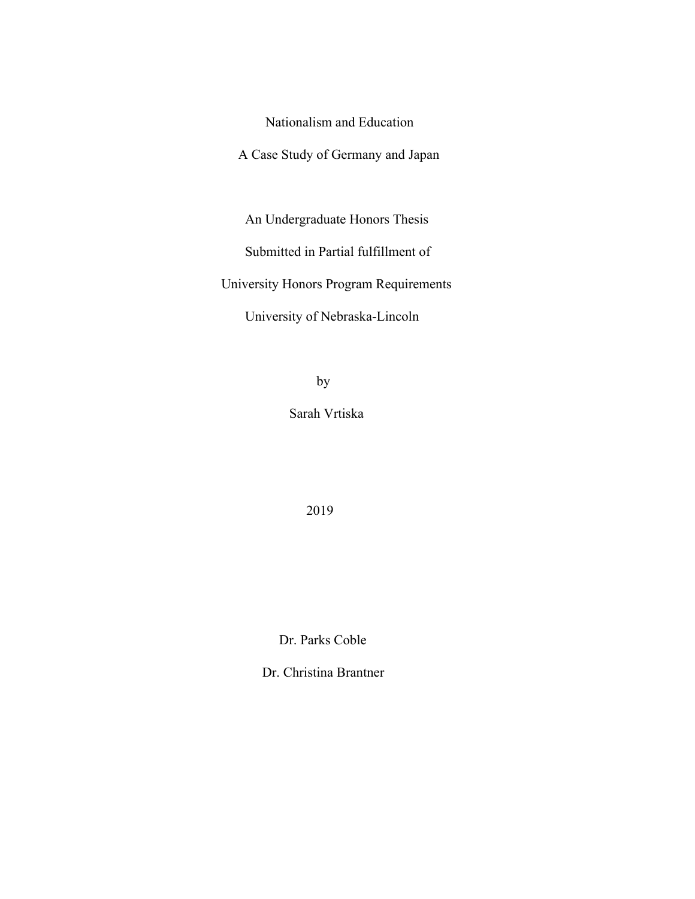# Nationalism and Education

## A Case Study of Germany and Japan

An Undergraduate Honors Thesis

Submitted in Partial fulfillment of

University Honors Program Requirements

University of Nebraska-Lincoln

by

Sarah Vrtiska

2019

Dr. Parks Coble

Dr. Christina Brantner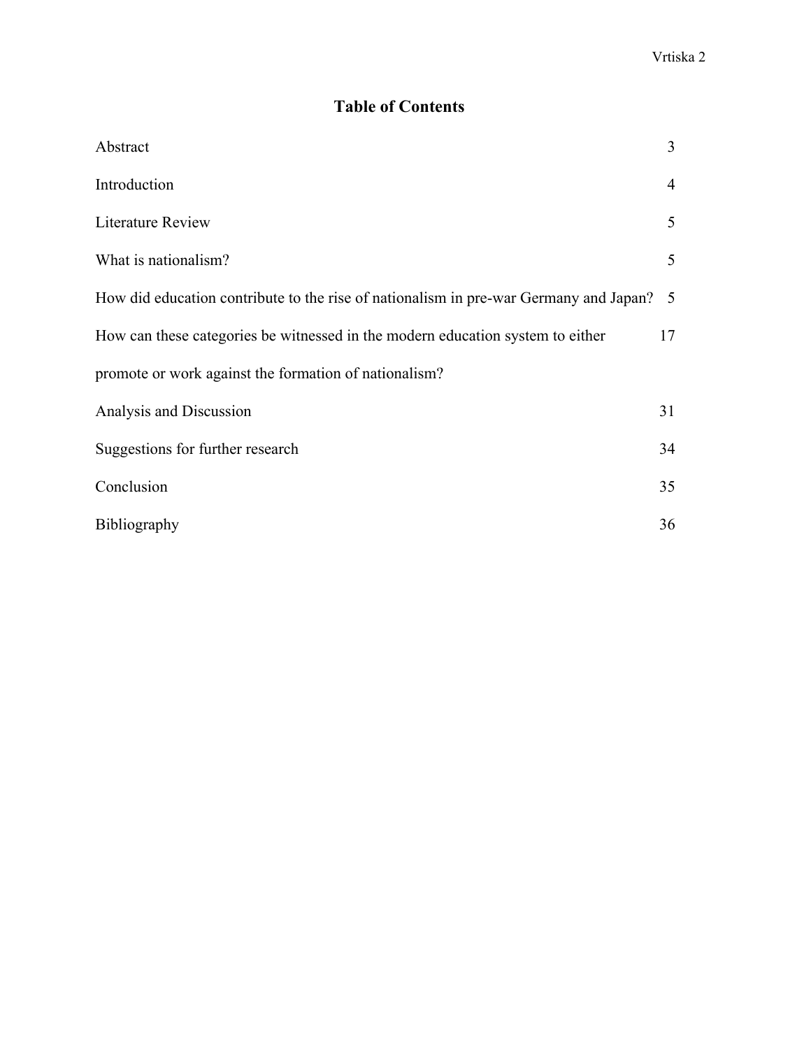# Table of Contents

| | |
|---|---|
| Abstract | 3 |
| Introduction | 4 |
| Literature Review | 5 |
| What is nationalism? | 5 |
| How did education contribute to the rise of nationalism in pre-war Germany and Japan? | 5 |
| How can these categories be witnessed in the modern education system to either promote or work against the formation of nationalism? | 17 |
| Analysis and Discussion | 31 |
| Suggestions for further research | 34 |
| Conclusion | 35 |
| Bibliography | 36 |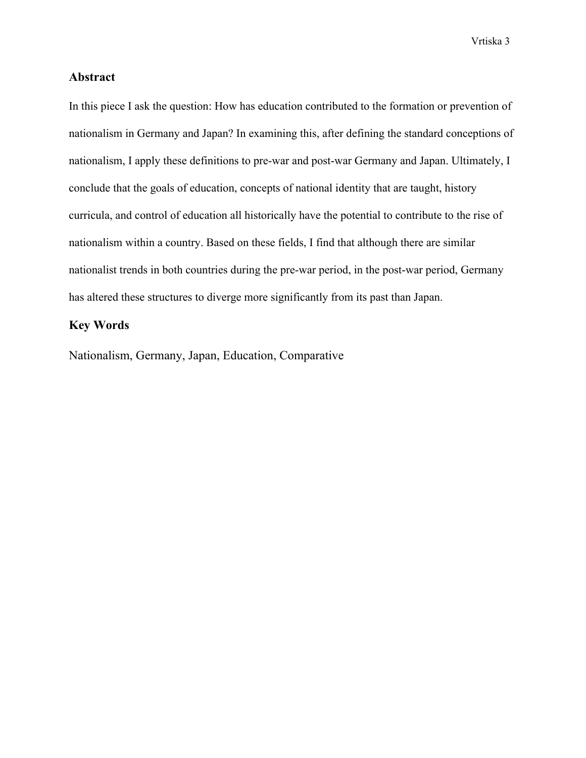## Abstract

In this piece I ask the question: How has education contributed to the formation or prevention of nationalism in Germany and Japan? In examining this, after defining the standard conceptions of nationalism, I apply these definitions to pre-war and post-war Germany and Japan. Ultimately, I conclude that the goals of education, concepts of national identity that are taught, history curricula, and control of education all historically have the potential to contribute to the rise of nationalism within a country. Based on these fields, I find that although there are similar nationalist trends in both countries during the pre-war period, in the post-war period, Germany has altered these structures to diverge more significantly from its past than Japan.

## Key Words

Nationalism, Germany, Japan, Education, Comparative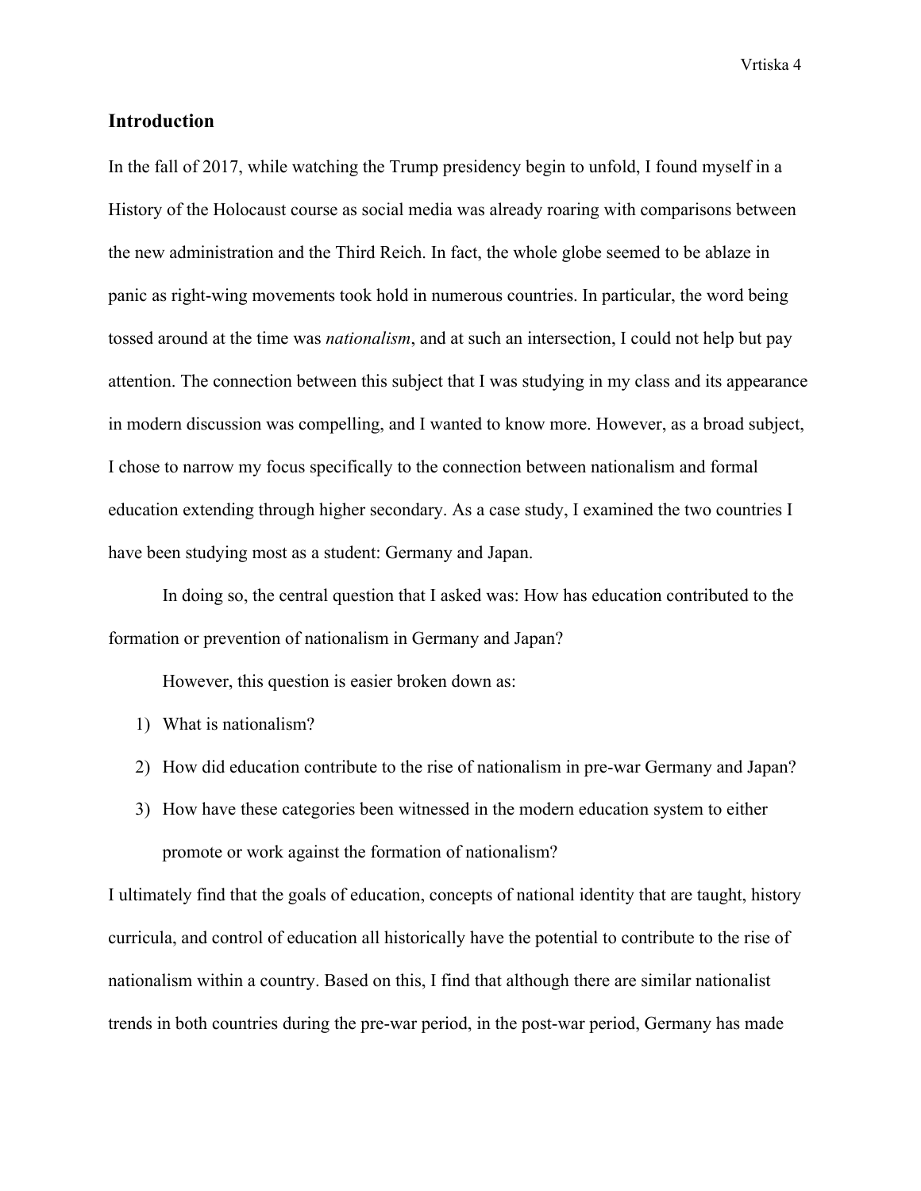## Introduction

In the fall of 2017, while watching the Trump presidency begin to unfold, I found myself in a History of the Holocaust course as social media was already roaring with comparisons between the new administration and the Third Reich. In fact, the whole globe seemed to be ablaze in panic as right-wing movements took hold in numerous countries. In particular, the word being tossed around at the time was *nationalism*, and at such an intersection, I could not help but pay attention. The connection between this subject that I was studying in my class and its appearance in modern discussion was compelling, and I wanted to know more. However, as a broad subject, I chose to narrow my focus specifically to the connection between nationalism and formal education extending through higher secondary. As a case study, I examined the two countries I have been studying most as a student: Germany and Japan.

In doing so, the central question that I asked was: How has education contributed to the formation or prevention of nationalism in Germany and Japan?

However, this question is easier broken down as:

1) What is nationalism?
2) How did education contribute to the rise of nationalism in pre-war Germany and Japan?
3) How have these categories been witnessed in the modern education system to either promote or work against the formation of nationalism?

I ultimately find that the goals of education, concepts of national identity that are taught, history curricula, and control of education all historically have the potential to contribute to the rise of nationalism within a country. Based on this, I find that although there are similar nationalist trends in both countries during the pre-war period, in the post-war period, Germany has made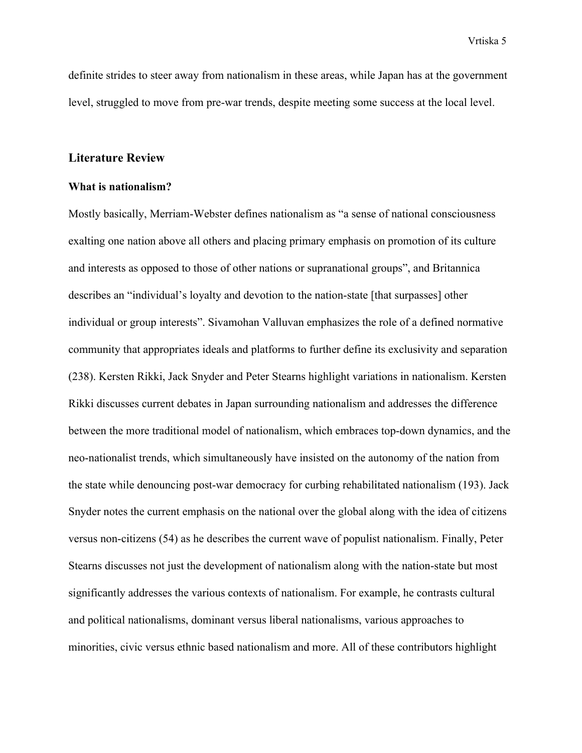definite strides to steer away from nationalism in these areas, while Japan has at the government level, struggled to move from pre-war trends, despite meeting some success at the local level.

## Literature Review

### What is nationalism?

Mostly basically, Merriam-Webster defines nationalism as "a sense of national consciousness exalting one nation above all others and placing primary emphasis on promotion of its culture and interests as opposed to those of other nations or supranational groups", and Britannica describes an "individual's loyalty and devotion to the nation-state [that surpasses] other individual or group interests". Sivamohan Valluvan emphasizes the role of a defined normative community that appropriates ideals and platforms to further define its exclusivity and separation (238). Kersten Rikki, Jack Snyder and Peter Stearns highlight variations in nationalism. Kersten Rikki discusses current debates in Japan surrounding nationalism and addresses the difference between the more traditional model of nationalism, which embraces top-down dynamics, and the neo-nationalist trends, which simultaneously have insisted on the autonomy of the nation from the state while denouncing post-war democracy for curbing rehabilitated nationalism (193). Jack Snyder notes the current emphasis on the national over the global along with the idea of citizens versus non-citizens (54) as he describes the current wave of populist nationalism. Finally, Peter Stearns discusses not just the development of nationalism along with the nation-state but most significantly addresses the various contexts of nationalism. For example, he contrasts cultural and political nationalisms, dominant versus liberal nationalisms, various approaches to minorities, civic versus ethnic based nationalism and more. All of these contributors highlight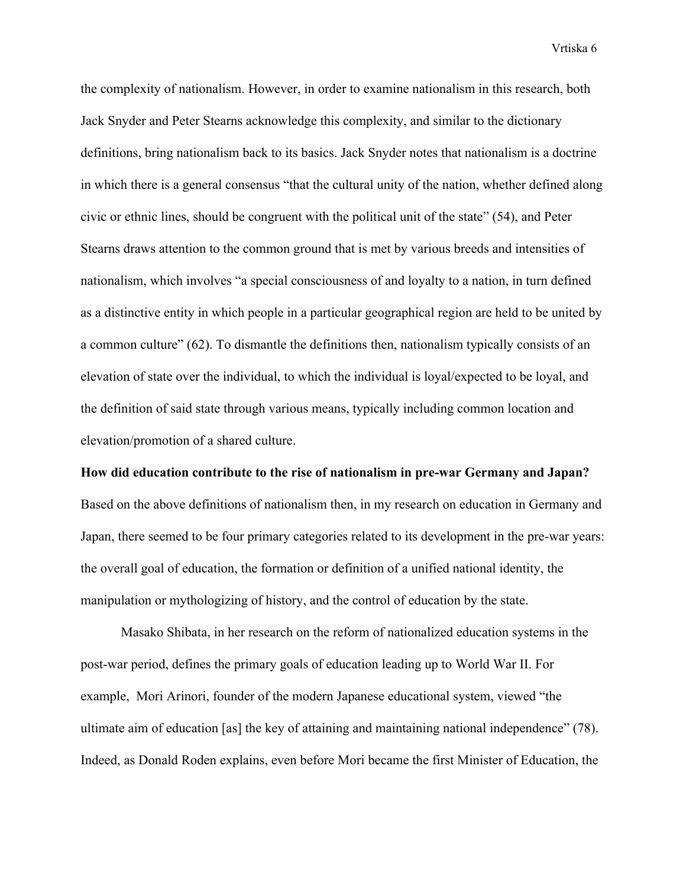the complexity of nationalism. However, in order to examine nationalism in this research, both Jack Snyder and Peter Stearns acknowledge this complexity, and similar to the dictionary definitions, bring nationalism back to its basics. Jack Snyder notes that nationalism is a doctrine in which there is a general consensus "that the cultural unity of the nation, whether defined along civic or ethnic lines, should be congruent with the political unit of the state" (54), and Peter Stearns draws attention to the common ground that is met by various breeds and intensities of nationalism, which involves "a special consciousness of and loyalty to a nation, in turn defined as a distinctive entity in which people in a particular geographical region are held to be united by a common culture" (62). To dismantle the definitions then, nationalism typically consists of an elevation of state over the individual, to which the individual is loyal/expected to be loyal, and the definition of said state through various means, typically including common location and elevation/promotion of a shared culture.

**How did education contribute to the rise of nationalism in pre-war Germany and Japan?**

Based on the above definitions of nationalism then, in my research on education in Germany and Japan, there seemed to be four primary categories related to its development in the pre-war years: the overall goal of education, the formation or definition of a unified national identity, the manipulation or mythologizing of history, and the control of education by the state.

Masako Shibata, in her research on the reform of nationalized education systems in the post-war period, defines the primary goals of education leading up to World War II. For example, Mori Arinori, founder of the modern Japanese educational system, viewed "the ultimate aim of education [as] the key of attaining and maintaining national independence" (78). Indeed, as Donald Roden explains, even before Mori became the first Minister of Education, the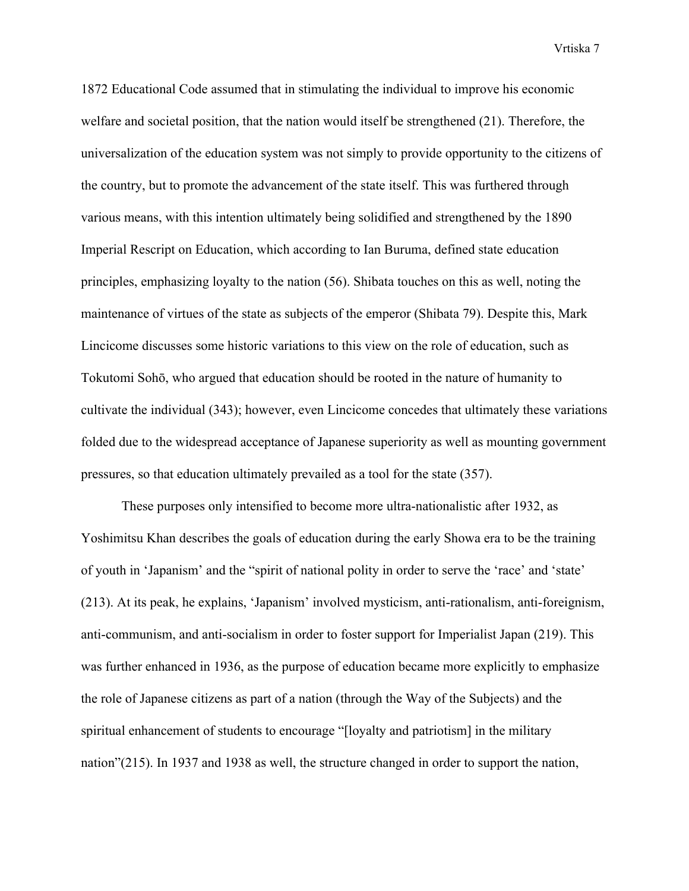1872 Educational Code assumed that in stimulating the individual to improve his economic welfare and societal position, that the nation would itself be strengthened (21). Therefore, the universalization of the education system was not simply to provide opportunity to the citizens of the country, but to promote the advancement of the state itself. This was furthered through various means, with this intention ultimately being solidified and strengthened by the 1890 Imperial Rescript on Education, which according to Ian Buruma, defined state education principles, emphasizing loyalty to the nation (56). Shibata touches on this as well, noting the maintenance of virtues of the state as subjects of the emperor (Shibata 79). Despite this, Mark Lincicome discusses some historic variations to this view on the role of education, such as Tokutomi Sohō, who argued that education should be rooted in the nature of humanity to cultivate the individual (343); however, even Lincicome concedes that ultimately these variations folded due to the widespread acceptance of Japanese superiority as well as mounting government pressures, so that education ultimately prevailed as a tool for the state (357).

These purposes only intensified to become more ultra-nationalistic after 1932, as Yoshimitsu Khan describes the goals of education during the early Showa era to be the training of youth in 'Japanism' and the "spirit of national polity in order to serve the 'race' and 'state' (213). At its peak, he explains, 'Japanism' involved mysticism, anti-rationalism, anti-foreignism, anti-communism, and anti-socialism in order to foster support for Imperialist Japan (219). This was further enhanced in 1936, as the purpose of education became more explicitly to emphasize the role of Japanese citizens as part of a nation (through the Way of the Subjects) and the spiritual enhancement of students to encourage "[loyalty and patriotism] in the military nation"(215). In 1937 and 1938 as well, the structure changed in order to support the nation,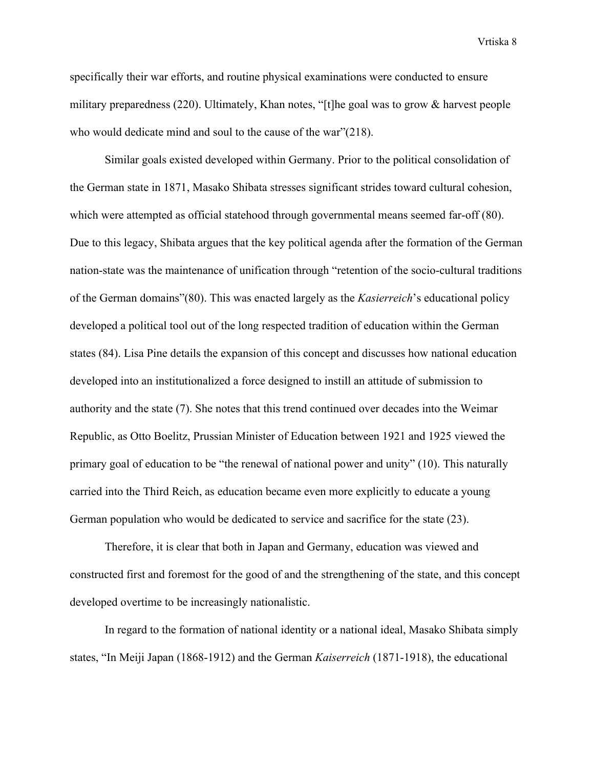specifically their war efforts, and routine physical examinations were conducted to ensure military preparedness (220). Ultimately, Khan notes, "[t]he goal was to grow & harvest people who would dedicate mind and soul to the cause of the war"(218).

Similar goals existed developed within Germany. Prior to the political consolidation of the German state in 1871, Masako Shibata stresses significant strides toward cultural cohesion, which were attempted as official statehood through governmental means seemed far-off (80). Due to this legacy, Shibata argues that the key political agenda after the formation of the German nation-state was the maintenance of unification through "retention of the socio-cultural traditions of the German domains"(80). This was enacted largely as the *Kasierreich*'s educational policy developed a political tool out of the long respected tradition of education within the German states (84). Lisa Pine details the expansion of this concept and discusses how national education developed into an institutionalized a force designed to instill an attitude of submission to authority and the state (7). She notes that this trend continued over decades into the Weimar Republic, as Otto Boelitz, Prussian Minister of Education between 1921 and 1925 viewed the primary goal of education to be "the renewal of national power and unity" (10). This naturally carried into the Third Reich, as education became even more explicitly to educate a young German population who would be dedicated to service and sacrifice for the state (23).

Therefore, it is clear that both in Japan and Germany, education was viewed and constructed first and foremost for the good of and the strengthening of the state, and this concept developed overtime to be increasingly nationalistic.

In regard to the formation of national identity or a national ideal, Masako Shibata simply states, "In Meiji Japan (1868-1912) and the German *Kaiserreich* (1871-1918), the educational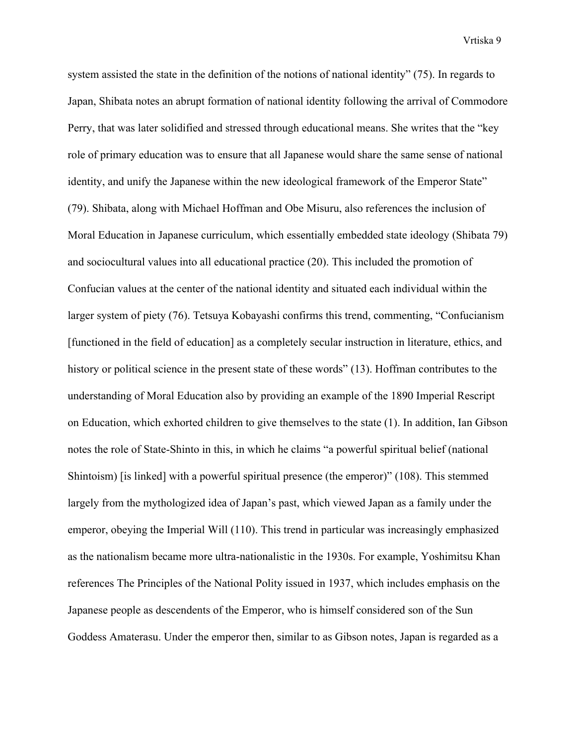system assisted the state in the definition of the notions of national identity" (75). In regards to Japan, Shibata notes an abrupt formation of national identity following the arrival of Commodore Perry, that was later solidified and stressed through educational means. She writes that the "key role of primary education was to ensure that all Japanese would share the same sense of national identity, and unify the Japanese within the new ideological framework of the Emperor State" (79). Shibata, along with Michael Hoffman and Obe Misuru, also references the inclusion of Moral Education in Japanese curriculum, which essentially embedded state ideology (Shibata 79) and sociocultural values into all educational practice (20). This included the promotion of Confucian values at the center of the national identity and situated each individual within the larger system of piety (76). Tetsuya Kobayashi confirms this trend, commenting, "Confucianism [functioned in the field of education] as a completely secular instruction in literature, ethics, and history or political science in the present state of these words" (13). Hoffman contributes to the understanding of Moral Education also by providing an example of the 1890 Imperial Rescript on Education, which exhorted children to give themselves to the state (1). In addition, Ian Gibson notes the role of State-Shinto in this, in which he claims "a powerful spiritual belief (national Shintoism) [is linked] with a powerful spiritual presence (the emperor)" (108). This stemmed largely from the mythologized idea of Japan's past, which viewed Japan as a family under the emperor, obeying the Imperial Will (110). This trend in particular was increasingly emphasized as the nationalism became more ultra-nationalistic in the 1930s. For example, Yoshimitsu Khan references The Principles of the National Polity issued in 1937, which includes emphasis on the Japanese people as descendents of the Emperor, who is himself considered son of the Sun Goddess Amaterasu. Under the emperor then, similar to as Gibson notes, Japan is regarded as a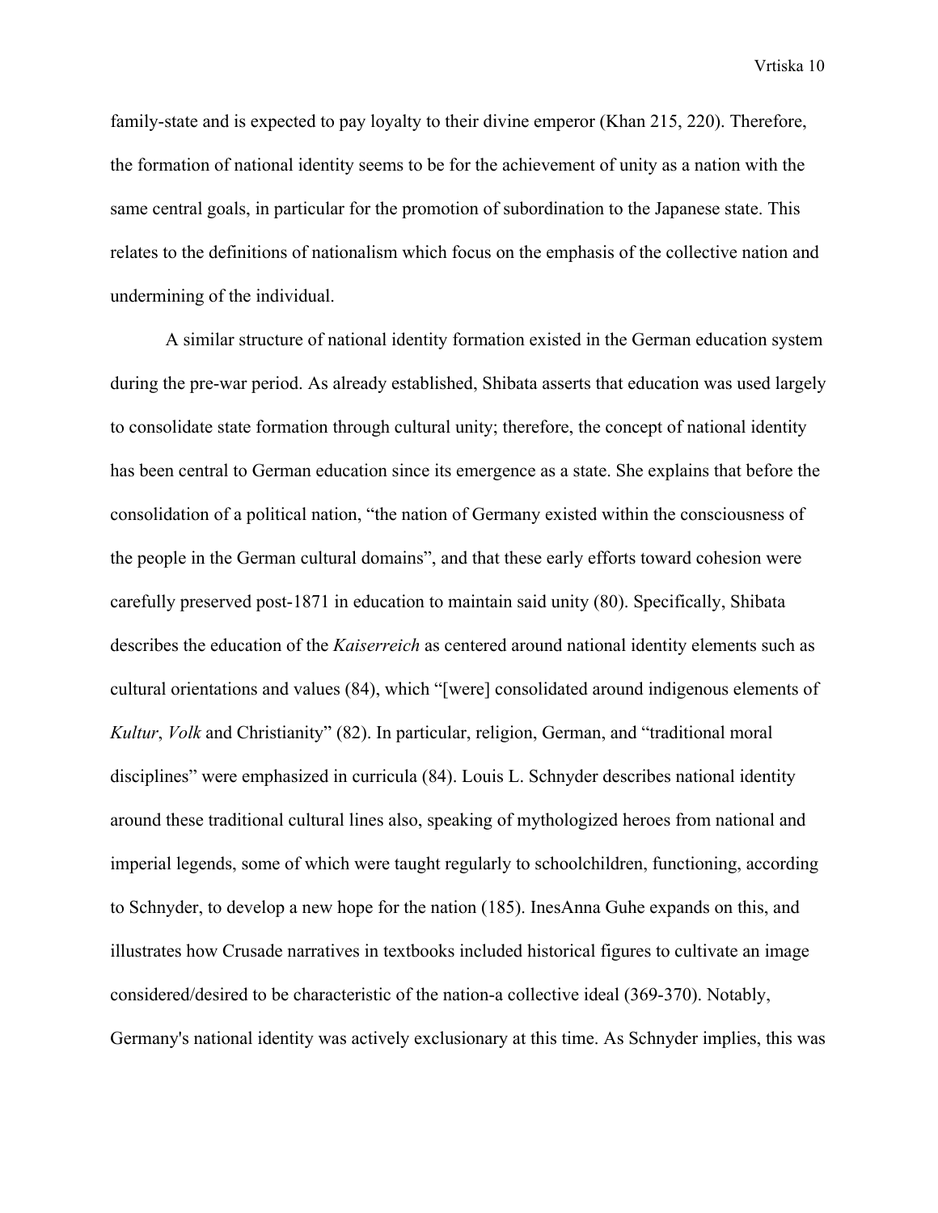family-state and is expected to pay loyalty to their divine emperor (Khan 215, 220). Therefore, the formation of national identity seems to be for the achievement of unity as a nation with the same central goals, in particular for the promotion of subordination to the Japanese state. This relates to the definitions of nationalism which focus on the emphasis of the collective nation and undermining of the individual.

A similar structure of national identity formation existed in the German education system during the pre-war period. As already established, Shibata asserts that education was used largely to consolidate state formation through cultural unity; therefore, the concept of national identity has been central to German education since its emergence as a state. She explains that before the consolidation of a political nation, "the nation of Germany existed within the consciousness of the people in the German cultural domains", and that these early efforts toward cohesion were carefully preserved post-1871 in education to maintain said unity (80). Specifically, Shibata describes the education of the *Kaiserreich* as centered around national identity elements such as cultural orientations and values (84), which "[were] consolidated around indigenous elements of *Kultur*, *Volk* and Christianity" (82). In particular, religion, German, and "traditional moral disciplines" were emphasized in curricula (84). Louis L. Schnyder describes national identity around these traditional cultural lines also, speaking of mythologized heroes from national and imperial legends, some of which were taught regularly to schoolchildren, functioning, according to Schnyder, to develop a new hope for the nation (185). InesAnna Guhe expands on this, and illustrates how Crusade narratives in textbooks included historical figures to cultivate an image considered/desired to be characteristic of the nation-a collective ideal (369-370). Notably, Germany's national identity was actively exclusionary at this time. As Schnyder implies, this was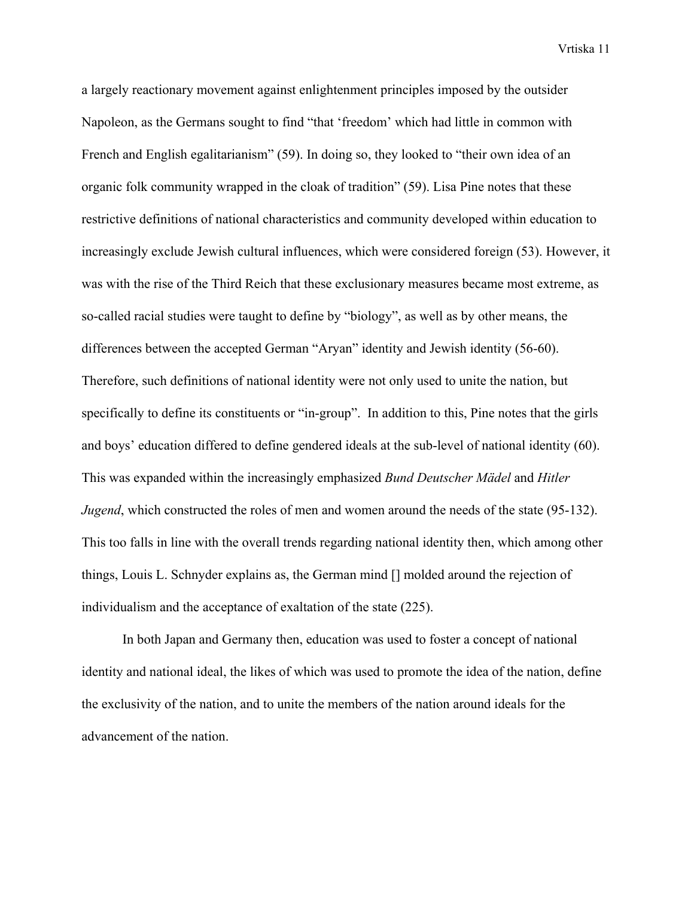a largely reactionary movement against enlightenment principles imposed by the outsider Napoleon, as the Germans sought to find "that 'freedom' which had little in common with French and English egalitarianism" (59). In doing so, they looked to "their own idea of an organic folk community wrapped in the cloak of tradition" (59). Lisa Pine notes that these restrictive definitions of national characteristics and community developed within education to increasingly exclude Jewish cultural influences, which were considered foreign (53). However, it was with the rise of the Third Reich that these exclusionary measures became most extreme, as so-called racial studies were taught to define by "biology", as well as by other means, the differences between the accepted German "Aryan" identity and Jewish identity (56-60). Therefore, such definitions of national identity were not only used to unite the nation, but specifically to define its constituents or "in-group". In addition to this, Pine notes that the girls and boys' education differed to define gendered ideals at the sub-level of national identity (60). This was expanded within the increasingly emphasized *Bund Deutscher Mädel* and *Hitler Jugend*, which constructed the roles of men and women around the needs of the state (95-132). This too falls in line with the overall trends regarding national identity then, which among other things, Louis L. Schnyder explains as, the German mind [] molded around the rejection of individualism and the acceptance of exaltation of the state (225).

In both Japan and Germany then, education was used to foster a concept of national identity and national ideal, the likes of which was used to promote the idea of the nation, define the exclusivity of the nation, and to unite the members of the nation around ideals for the advancement of the nation.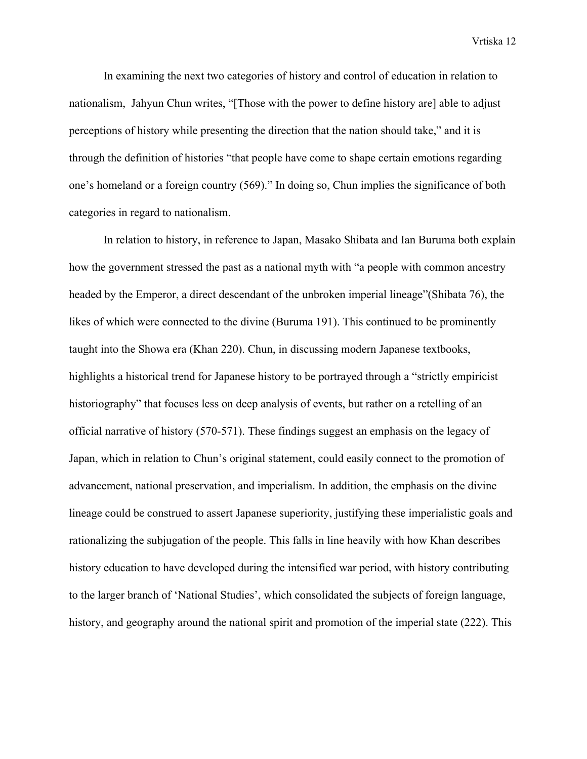In examining the next two categories of history and control of education in relation to nationalism,  Jahyun Chun writes, "[Those with the power to define history are] able to adjust perceptions of history while presenting the direction that the nation should take," and it is through the definition of histories "that people have come to shape certain emotions regarding one's homeland or a foreign country (569)." In doing so, Chun implies the significance of both categories in regard to nationalism.

In relation to history, in reference to Japan, Masako Shibata and Ian Buruma both explain how the government stressed the past as a national myth with "a people with common ancestry headed by the Emperor, a direct descendant of the unbroken imperial lineage"(Shibata 76), the likes of which were connected to the divine (Buruma 191). This continued to be prominently taught into the Showa era (Khan 220). Chun, in discussing modern Japanese textbooks, highlights a historical trend for Japanese history to be portrayed through a "strictly empiricist historiography" that focuses less on deep analysis of events, but rather on a retelling of an official narrative of history (570-571). These findings suggest an emphasis on the legacy of Japan, which in relation to Chun's original statement, could easily connect to the promotion of advancement, national preservation, and imperialism. In addition, the emphasis on the divine lineage could be construed to assert Japanese superiority, justifying these imperialistic goals and rationalizing the subjugation of the people. This falls in line heavily with how Khan describes history education to have developed during the intensified war period, with history contributing to the larger branch of 'National Studies', which consolidated the subjects of foreign language, history, and geography around the national spirit and promotion of the imperial state (222). This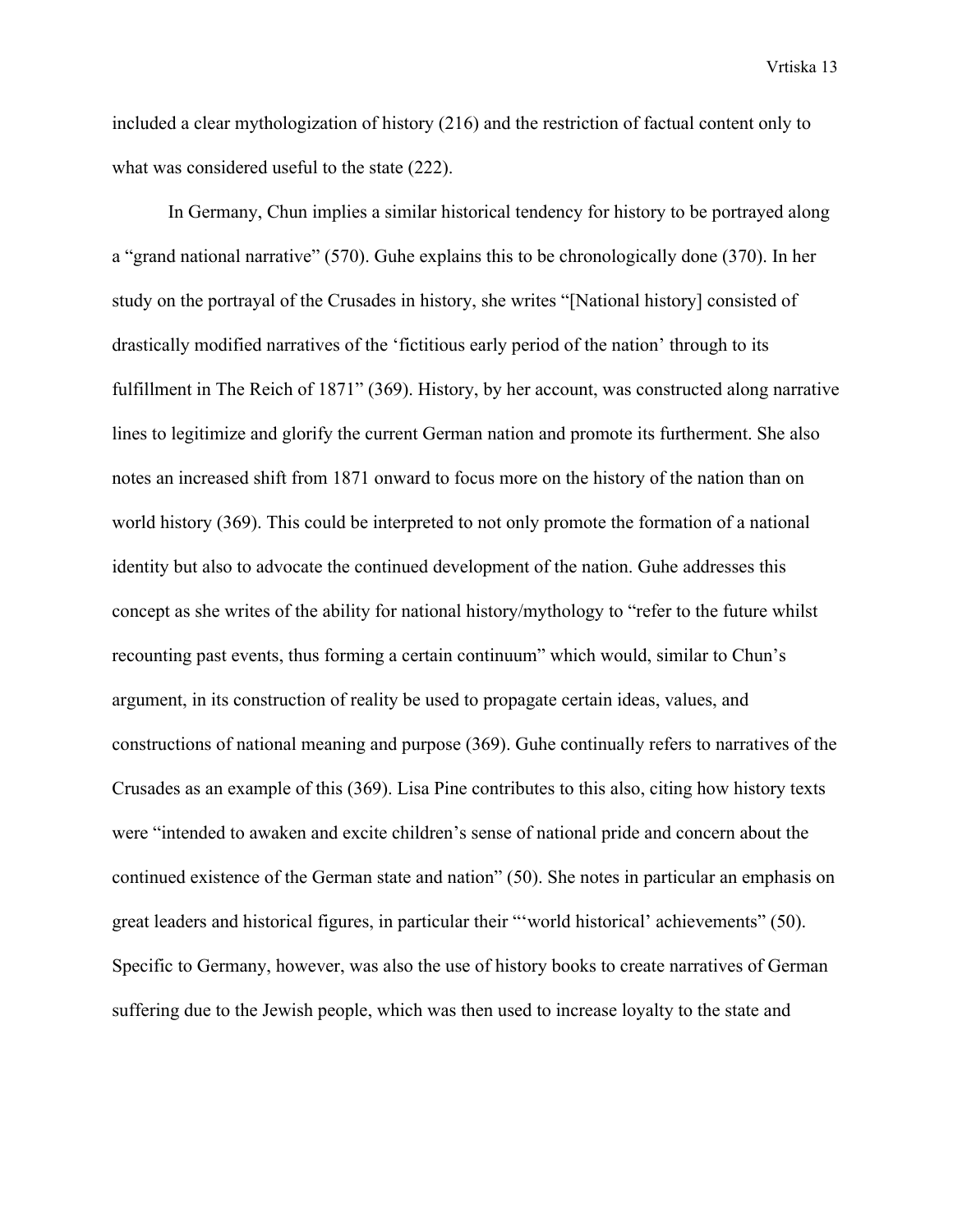included a clear mythologization of history (216) and the restriction of factual content only to what was considered useful to the state (222).

In Germany, Chun implies a similar historical tendency for history to be portrayed along a "grand national narrative" (570). Guhe explains this to be chronologically done (370). In her study on the portrayal of the Crusades in history, she writes "[National history] consisted of drastically modified narratives of the 'fictitious early period of the nation' through to its fulfillment in The Reich of 1871" (369). History, by her account, was constructed along narrative lines to legitimize and glorify the current German nation and promote its furtherment. She also notes an increased shift from 1871 onward to focus more on the history of the nation than on world history (369). This could be interpreted to not only promote the formation of a national identity but also to advocate the continued development of the nation. Guhe addresses this concept as she writes of the ability for national history/mythology to "refer to the future whilst recounting past events, thus forming a certain continuum" which would, similar to Chun's argument, in its construction of reality be used to propagate certain ideas, values, and constructions of national meaning and purpose (369). Guhe continually refers to narratives of the Crusades as an example of this (369). Lisa Pine contributes to this also, citing how history texts were "intended to awaken and excite children's sense of national pride and concern about the continued existence of the German state and nation" (50). She notes in particular an emphasis on great leaders and historical figures, in particular their "'world historical' achievements" (50). Specific to Germany, however, was also the use of history books to create narratives of German suffering due to the Jewish people, which was then used to increase loyalty to the state and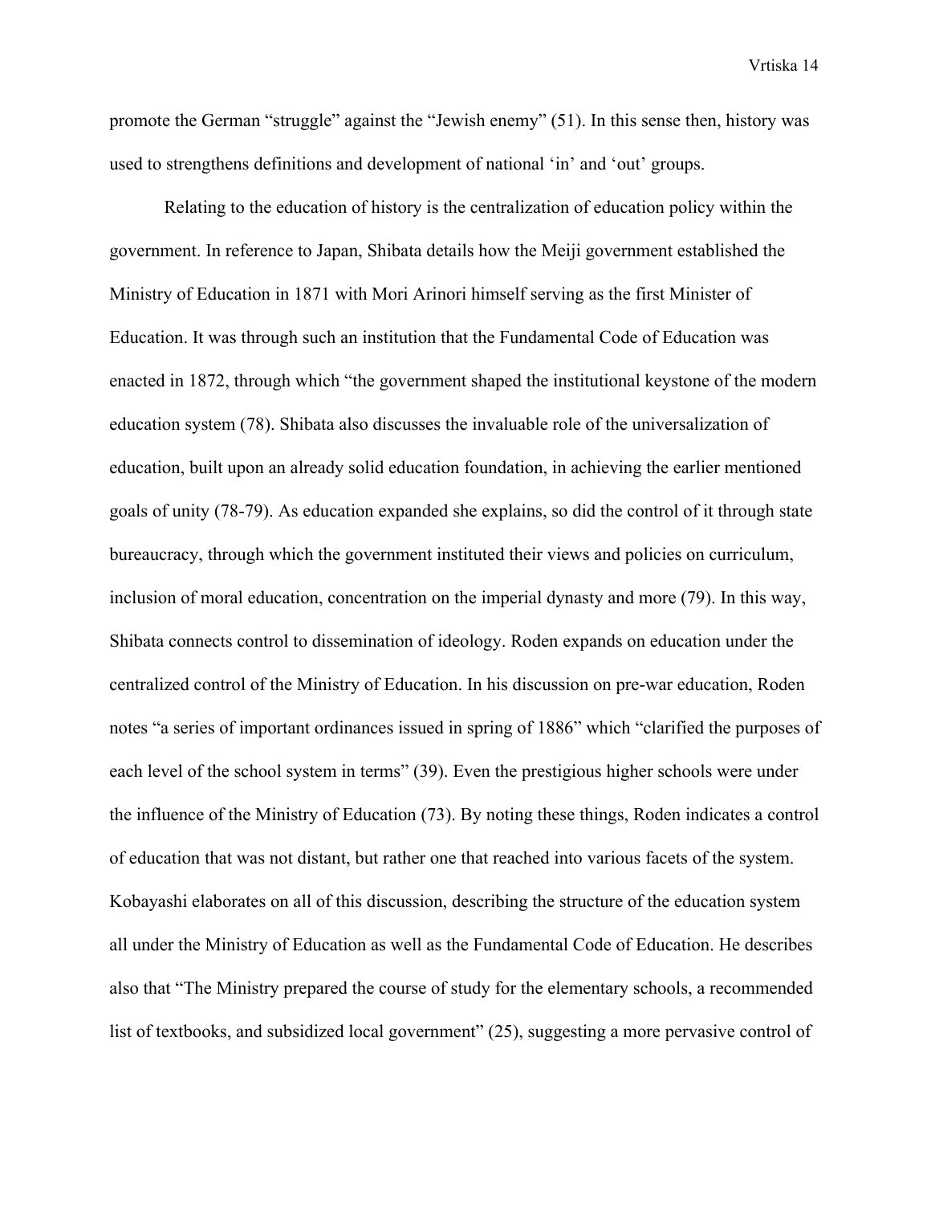promote the German "struggle" against the "Jewish enemy" (51). In this sense then, history was used to strengthens definitions and development of national 'in' and 'out' groups.

Relating to the education of history is the centralization of education policy within the government. In reference to Japan, Shibata details how the Meiji government established the Ministry of Education in 1871 with Mori Arinori himself serving as the first Minister of Education. It was through such an institution that the Fundamental Code of Education was enacted in 1872, through which "the government shaped the institutional keystone of the modern education system (78). Shibata also discusses the invaluable role of the universalization of education, built upon an already solid education foundation, in achieving the earlier mentioned goals of unity (78-79). As education expanded she explains, so did the control of it through state bureaucracy, through which the government instituted their views and policies on curriculum, inclusion of moral education, concentration on the imperial dynasty and more (79). In this way, Shibata connects control to dissemination of ideology. Roden expands on education under the centralized control of the Ministry of Education. In his discussion on pre-war education, Roden notes "a series of important ordinances issued in spring of 1886" which "clarified the purposes of each level of the school system in terms" (39). Even the prestigious higher schools were under the influence of the Ministry of Education (73). By noting these things, Roden indicates a control of education that was not distant, but rather one that reached into various facets of the system. Kobayashi elaborates on all of this discussion, describing the structure of the education system all under the Ministry of Education as well as the Fundamental Code of Education. He describes also that "The Ministry prepared the course of study for the elementary schools, a recommended list of textbooks, and subsidized local government" (25), suggesting a more pervasive control of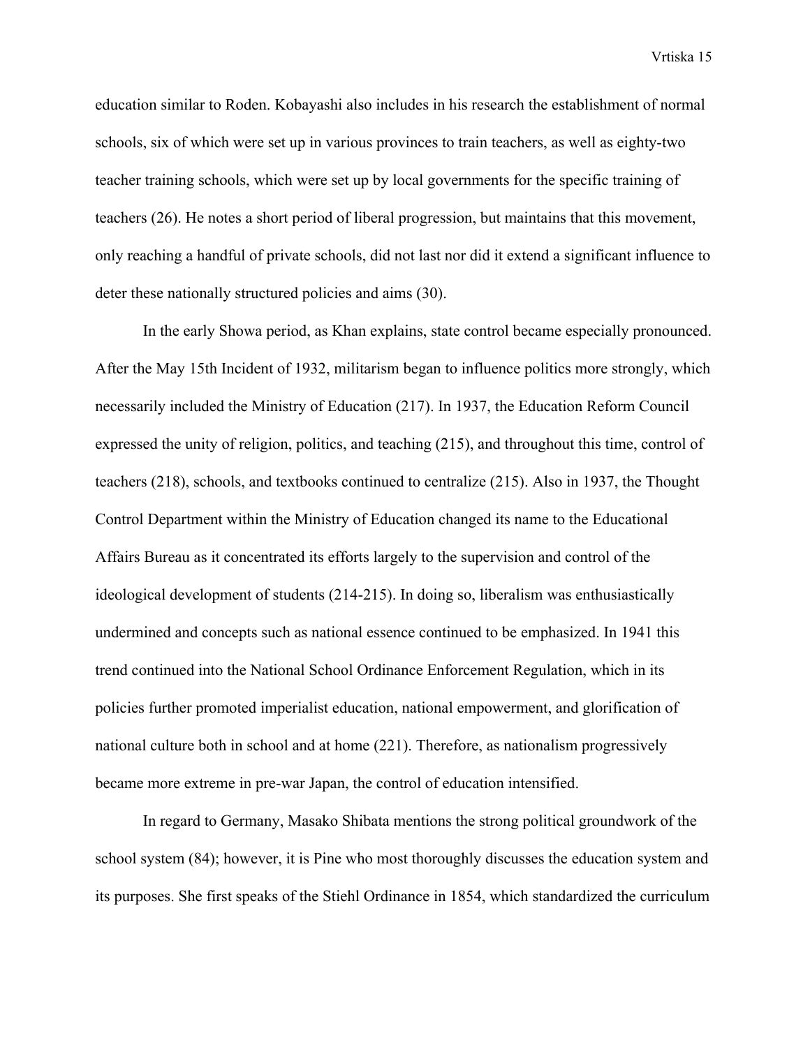education similar to Roden. Kobayashi also includes in his research the establishment of normal schools, six of which were set up in various provinces to train teachers, as well as eighty-two teacher training schools, which were set up by local governments for the specific training of teachers (26). He notes a short period of liberal progression, but maintains that this movement, only reaching a handful of private schools, did not last nor did it extend a significant influence to deter these nationally structured policies and aims (30).

In the early Showa period, as Khan explains, state control became especially pronounced. After the May 15th Incident of 1932, militarism began to influence politics more strongly, which necessarily included the Ministry of Education (217). In 1937, the Education Reform Council expressed the unity of religion, politics, and teaching (215), and throughout this time, control of teachers (218), schools, and textbooks continued to centralize (215). Also in 1937, the Thought Control Department within the Ministry of Education changed its name to the Educational Affairs Bureau as it concentrated its efforts largely to the supervision and control of the ideological development of students (214-215). In doing so, liberalism was enthusiastically undermined and concepts such as national essence continued to be emphasized. In 1941 this trend continued into the National School Ordinance Enforcement Regulation, which in its policies further promoted imperialist education, national empowerment, and glorification of national culture both in school and at home (221). Therefore, as nationalism progressively became more extreme in pre-war Japan, the control of education intensified.

In regard to Germany, Masako Shibata mentions the strong political groundwork of the school system (84); however, it is Pine who most thoroughly discusses the education system and its purposes. She first speaks of the Stiehl Ordinance in 1854, which standardized the curriculum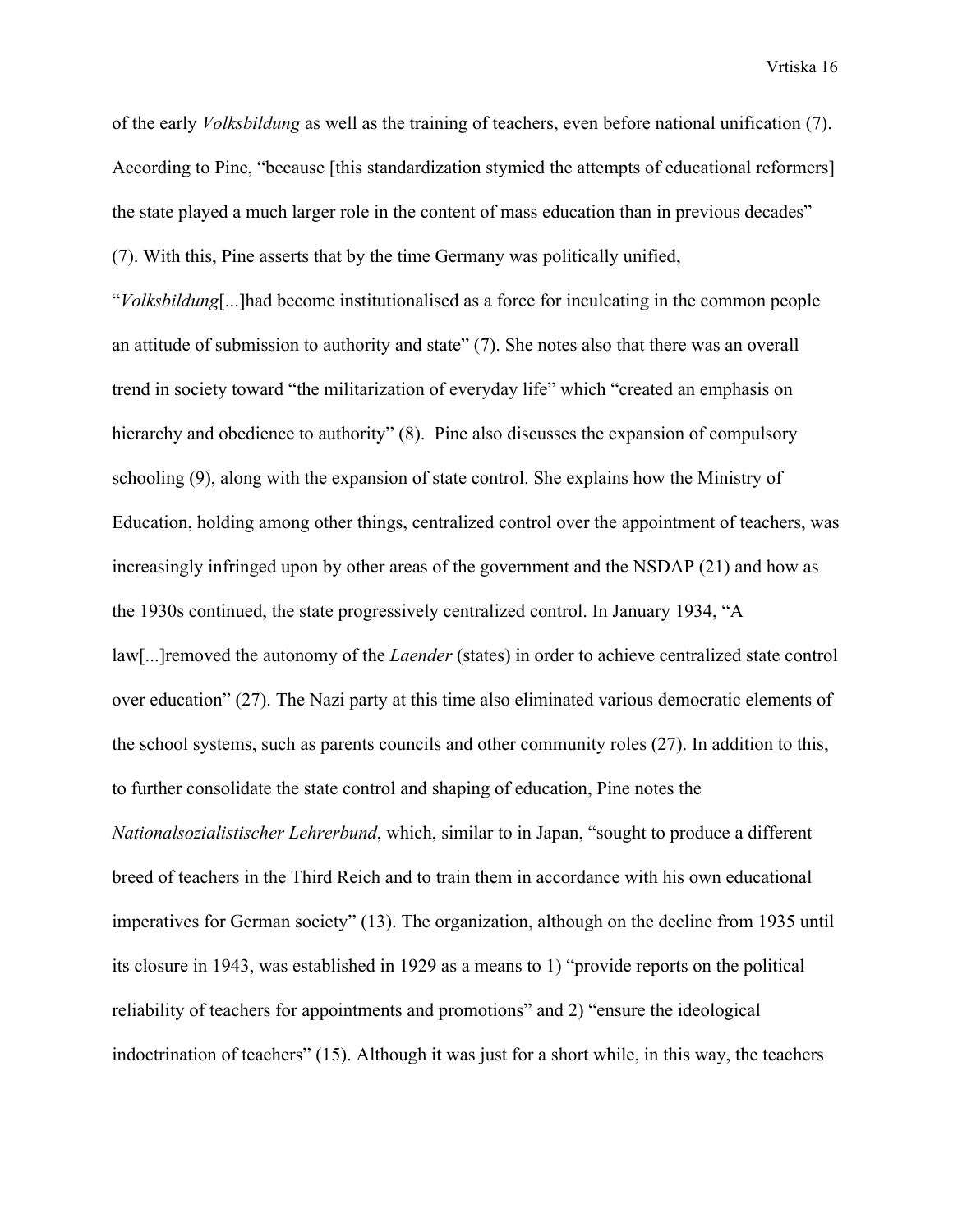of the early *Volksbildung* as well as the training of teachers, even before national unification (7). According to Pine, "because [this standardization stymied the attempts of educational reformers] the state played a much larger role in the content of mass education than in previous decades" (7). With this, Pine asserts that by the time Germany was politically unified, "*Volksbildung*[...]had become institutionalised as a force for inculcating in the common people an attitude of submission to authority and state" (7). She notes also that there was an overall trend in society toward "the militarization of everyday life" which "created an emphasis on hierarchy and obedience to authority" (8). Pine also discusses the expansion of compulsory schooling (9), along with the expansion of state control. She explains how the Ministry of Education, holding among other things, centralized control over the appointment of teachers, was increasingly infringed upon by other areas of the government and the NSDAP (21) and how as the 1930s continued, the state progressively centralized control. In January 1934, "A law[...]removed the autonomy of the *Laender* (states) in order to achieve centralized state control over education" (27). The Nazi party at this time also eliminated various democratic elements of the school systems, such as parents councils and other community roles (27). In addition to this, to further consolidate the state control and shaping of education, Pine notes the *Nationalsozialistischer Lehrerbund*, which, similar to in Japan, "sought to produce a different breed of teachers in the Third Reich and to train them in accordance with his own educational imperatives for German society" (13). The organization, although on the decline from 1935 until its closure in 1943, was established in 1929 as a means to 1) "provide reports on the political reliability of teachers for appointments and promotions" and 2) "ensure the ideological indoctrination of teachers" (15). Although it was just for a short while, in this way, the teachers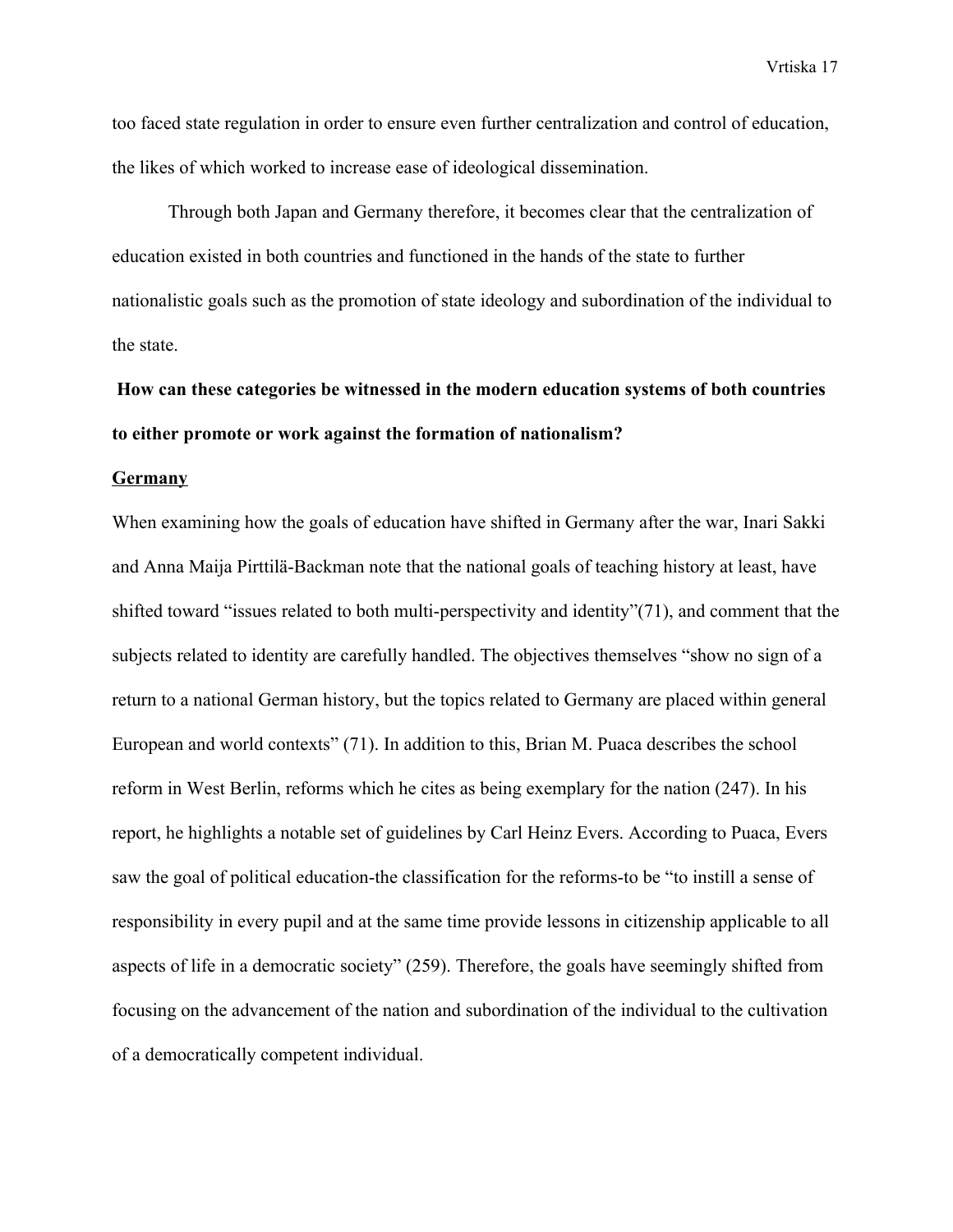too faced state regulation in order to ensure even further centralization and control of education, the likes of which worked to increase ease of ideological dissemination.

Through both Japan and Germany therefore, it becomes clear that the centralization of education existed in both countries and functioned in the hands of the state to further nationalistic goals such as the promotion of state ideology and subordination of the individual to the state.

**How can these categories be witnessed in the modern education systems of both countries to either promote or work against the formation of nationalism?**

**Germany**

When examining how the goals of education have shifted in Germany after the war, Inari Sakki and Anna Maija Pirttilä-Backman note that the national goals of teaching history at least, have shifted toward "issues related to both multi-perspectivity and identity"(71), and comment that the subjects related to identity are carefully handled. The objectives themselves "show no sign of a return to a national German history, but the topics related to Germany are placed within general European and world contexts" (71). In addition to this, Brian M. Puaca describes the school reform in West Berlin, reforms which he cites as being exemplary for the nation (247). In his report, he highlights a notable set of guidelines by Carl Heinz Evers. According to Puaca, Evers saw the goal of political education-the classification for the reforms-to be "to instill a sense of responsibility in every pupil and at the same time provide lessons in citizenship applicable to all aspects of life in a democratic society" (259). Therefore, the goals have seemingly shifted from focusing on the advancement of the nation and subordination of the individual to the cultivation of a democratically competent individual.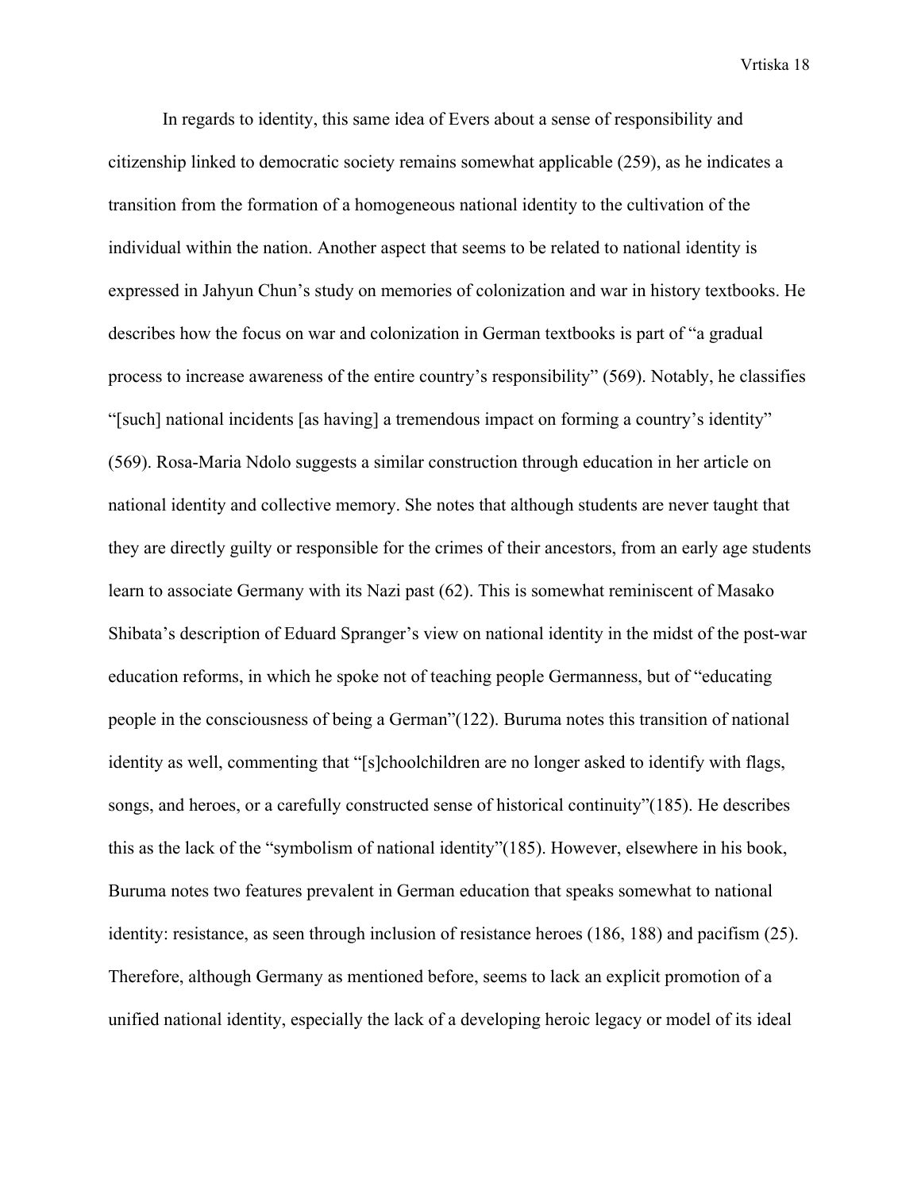In regards to identity, this same idea of Evers about a sense of responsibility and citizenship linked to democratic society remains somewhat applicable (259), as he indicates a transition from the formation of a homogeneous national identity to the cultivation of the individual within the nation. Another aspect that seems to be related to national identity is expressed in Jahyun Chun's study on memories of colonization and war in history textbooks. He describes how the focus on war and colonization in German textbooks is part of "a gradual process to increase awareness of the entire country's responsibility" (569). Notably, he classifies "[such] national incidents [as having] a tremendous impact on forming a country's identity" (569). Rosa-Maria Ndolo suggests a similar construction through education in her article on national identity and collective memory. She notes that although students are never taught that they are directly guilty or responsible for the crimes of their ancestors, from an early age students learn to associate Germany with its Nazi past (62). This is somewhat reminiscent of Masako Shibata's description of Eduard Spranger's view on national identity in the midst of the post-war education reforms, in which he spoke not of teaching people Germanness, but of "educating people in the consciousness of being a German"(122). Buruma notes this transition of national identity as well, commenting that "[s]choolchildren are no longer asked to identify with flags, songs, and heroes, or a carefully constructed sense of historical continuity"(185). He describes this as the lack of the "symbolism of national identity"(185). However, elsewhere in his book, Buruma notes two features prevalent in German education that speaks somewhat to national identity: resistance, as seen through inclusion of resistance heroes (186, 188) and pacifism (25). Therefore, although Germany as mentioned before, seems to lack an explicit promotion of a unified national identity, especially the lack of a developing heroic legacy or model of its ideal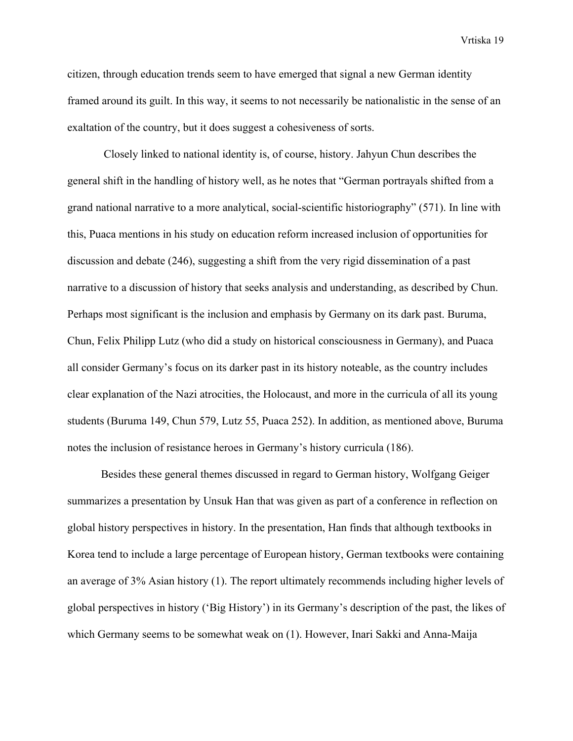citizen, through education trends seem to have emerged that signal a new German identity framed around its guilt. In this way, it seems to not necessarily be nationalistic in the sense of an exaltation of the country, but it does suggest a cohesiveness of sorts.

Closely linked to national identity is, of course, history. Jahyun Chun describes the general shift in the handling of history well, as he notes that "German portrayals shifted from a grand national narrative to a more analytical, social-scientific historiography" (571). In line with this, Puaca mentions in his study on education reform increased inclusion of opportunities for discussion and debate (246), suggesting a shift from the very rigid dissemination of a past narrative to a discussion of history that seeks analysis and understanding, as described by Chun. Perhaps most significant is the inclusion and emphasis by Germany on its dark past. Buruma, Chun, Felix Philipp Lutz (who did a study on historical consciousness in Germany), and Puaca all consider Germany's focus on its darker past in its history noteable, as the country includes clear explanation of the Nazi atrocities, the Holocaust, and more in the curricula of all its young students (Buruma 149, Chun 579, Lutz 55, Puaca 252). In addition, as mentioned above, Buruma notes the inclusion of resistance heroes in Germany's history curricula (186).

Besides these general themes discussed in regard to German history, Wolfgang Geiger summarizes a presentation by Unsuk Han that was given as part of a conference in reflection on global history perspectives in history. In the presentation, Han finds that although textbooks in Korea tend to include a large percentage of European history, German textbooks were containing an average of 3% Asian history (1). The report ultimately recommends including higher levels of global perspectives in history ('Big History') in its Germany's description of the past, the likes of which Germany seems to be somewhat weak on (1). However, Inari Sakki and Anna-Maija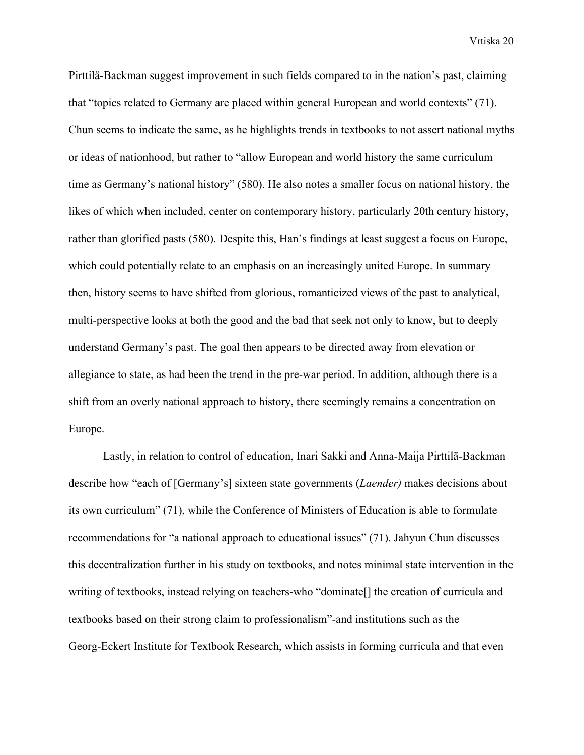Pirttilä-Backman suggest improvement in such fields compared to in the nation's past, claiming that "topics related to Germany are placed within general European and world contexts" (71). Chun seems to indicate the same, as he highlights trends in textbooks to not assert national myths or ideas of nationhood, but rather to "allow European and world history the same curriculum time as Germany's national history" (580). He also notes a smaller focus on national history, the likes of which when included, center on contemporary history, particularly 20th century history, rather than glorified pasts (580). Despite this, Han's findings at least suggest a focus on Europe, which could potentially relate to an emphasis on an increasingly united Europe. In summary then, history seems to have shifted from glorious, romanticized views of the past to analytical, multi-perspective looks at both the good and the bad that seek not only to know, but to deeply understand Germany's past. The goal then appears to be directed away from elevation or allegiance to state, as had been the trend in the pre-war period. In addition, although there is a shift from an overly national approach to history, there seemingly remains a concentration on Europe.

Lastly, in relation to control of education, Inari Sakki and Anna-Maija Pirttilä-Backman describe how "each of [Germany's] sixteen state governments (*Laender)* makes decisions about its own curriculum" (71), while the Conference of Ministers of Education is able to formulate recommendations for "a national approach to educational issues" (71). Jahyun Chun discusses this decentralization further in his study on textbooks, and notes minimal state intervention in the writing of textbooks, instead relying on teachers-who "dominate[] the creation of curricula and textbooks based on their strong claim to professionalism"-and institutions such as the Georg-Eckert Institute for Textbook Research, which assists in forming curricula and that even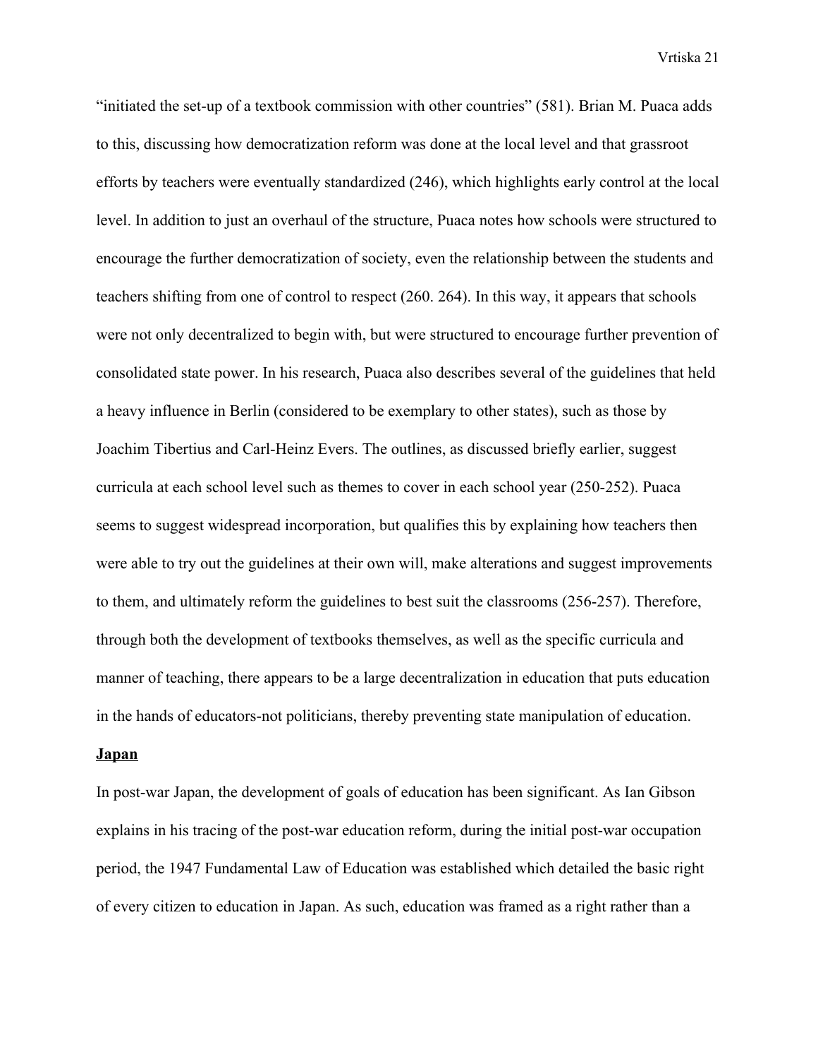"initiated the set-up of a textbook commission with other countries" (581). Brian M. Puaca adds to this, discussing how democratization reform was done at the local level and that grassroot efforts by teachers were eventually standardized (246), which highlights early control at the local level. In addition to just an overhaul of the structure, Puaca notes how schools were structured to encourage the further democratization of society, even the relationship between the students and teachers shifting from one of control to respect (260. 264). In this way, it appears that schools were not only decentralized to begin with, but were structured to encourage further prevention of consolidated state power. In his research, Puaca also describes several of the guidelines that held a heavy influence in Berlin (considered to be exemplary to other states), such as those by Joachim Tibertius and Carl-Heinz Evers. The outlines, as discussed briefly earlier, suggest curricula at each school level such as themes to cover in each school year (250-252). Puaca seems to suggest widespread incorporation, but qualifies this by explaining how teachers then were able to try out the guidelines at their own will, make alterations and suggest improvements to them, and ultimately reform the guidelines to best suit the classrooms (256-257). Therefore, through both the development of textbooks themselves, as well as the specific curricula and manner of teaching, there appears to be a large decentralization in education that puts education in the hands of educators-not politicians, thereby preventing state manipulation of education.

**Japan**

In post-war Japan, the development of goals of education has been significant. As Ian Gibson explains in his tracing of the post-war education reform, during the initial post-war occupation period, the 1947 Fundamental Law of Education was established which detailed the basic right of every citizen to education in Japan. As such, education was framed as a right rather than a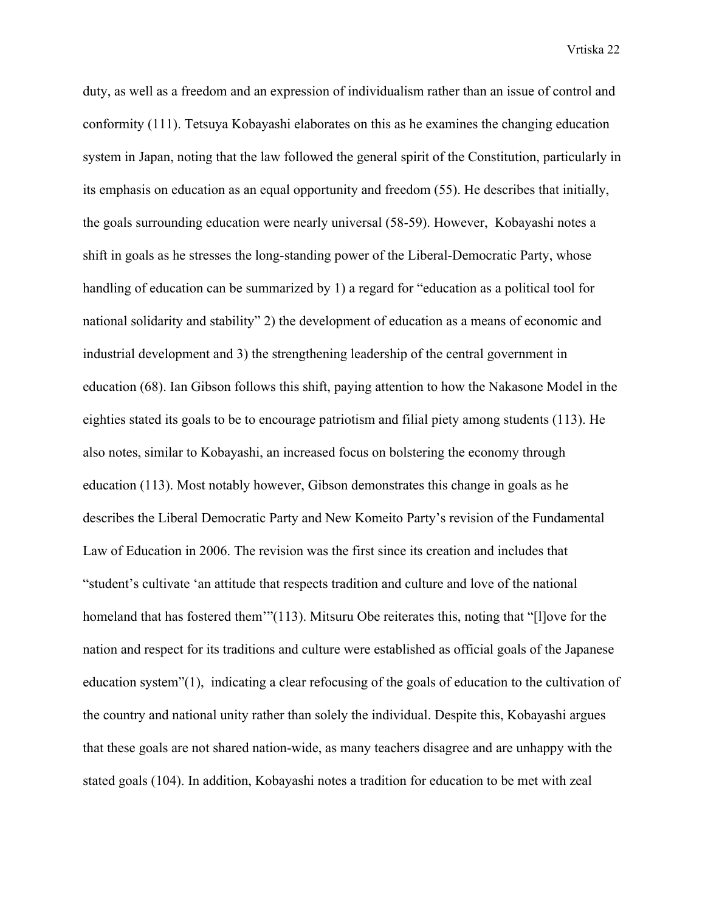duty, as well as a freedom and an expression of individualism rather than an issue of control and conformity (111). Tetsuya Kobayashi elaborates on this as he examines the changing education system in Japan, noting that the law followed the general spirit of the Constitution, particularly in its emphasis on education as an equal opportunity and freedom (55). He describes that initially, the goals surrounding education were nearly universal (58-59). However, Kobayashi notes a shift in goals as he stresses the long-standing power of the Liberal-Democratic Party, whose handling of education can be summarized by 1) a regard for "education as a political tool for national solidarity and stability" 2) the development of education as a means of economic and industrial development and 3) the strengthening leadership of the central government in education (68). Ian Gibson follows this shift, paying attention to how the Nakasone Model in the eighties stated its goals to be to encourage patriotism and filial piety among students (113). He also notes, similar to Kobayashi, an increased focus on bolstering the economy through education (113). Most notably however, Gibson demonstrates this change in goals as he describes the Liberal Democratic Party and New Komeito Party's revision of the Fundamental Law of Education in 2006. The revision was the first since its creation and includes that "student's cultivate 'an attitude that respects tradition and culture and love of the national homeland that has fostered them'"(113). Mitsuru Obe reiterates this, noting that "[l]ove for the nation and respect for its traditions and culture were established as official goals of the Japanese education system"(1), indicating a clear refocusing of the goals of education to the cultivation of the country and national unity rather than solely the individual. Despite this, Kobayashi argues that these goals are not shared nation-wide, as many teachers disagree and are unhappy with the stated goals (104). In addition, Kobayashi notes a tradition for education to be met with zeal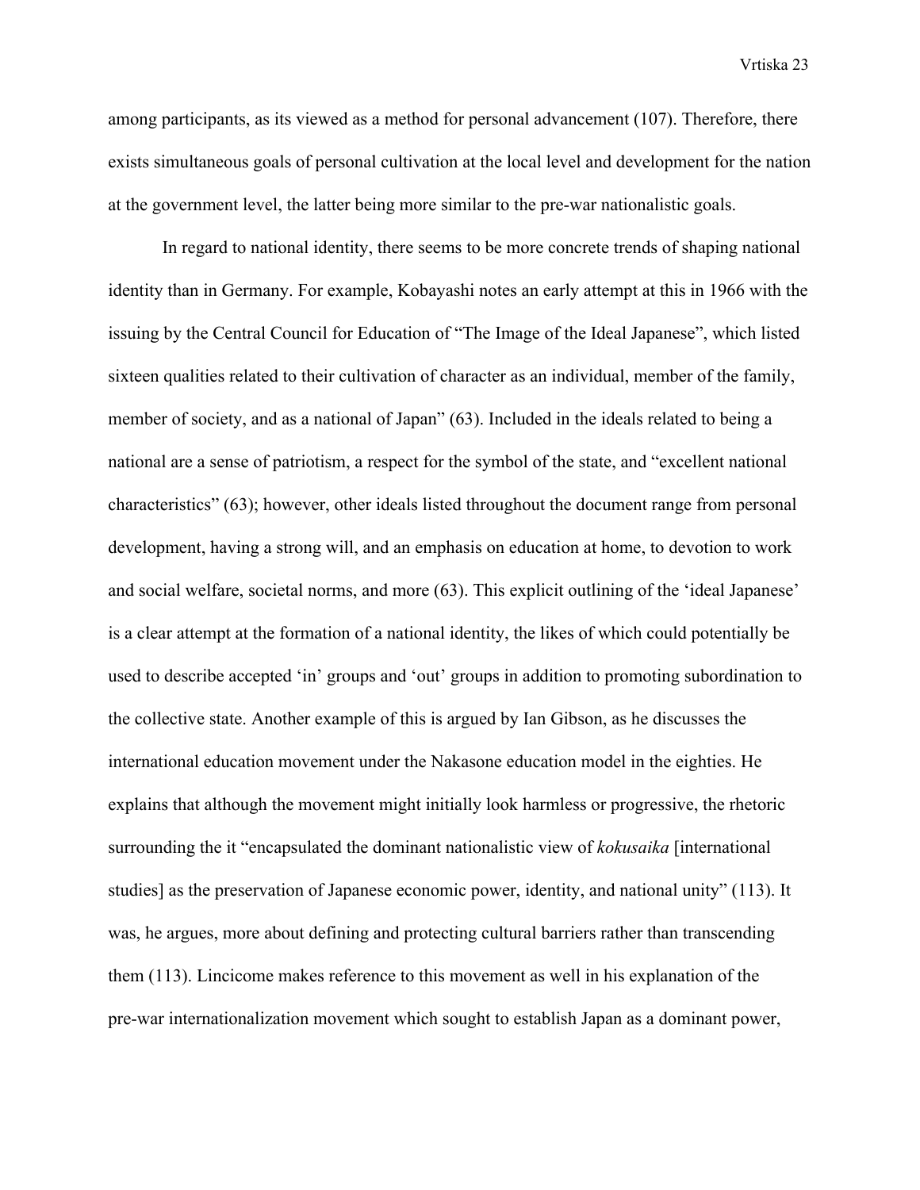among participants, as its viewed as a method for personal advancement (107). Therefore, there exists simultaneous goals of personal cultivation at the local level and development for the nation at the government level, the latter being more similar to the pre-war nationalistic goals.

In regard to national identity, there seems to be more concrete trends of shaping national identity than in Germany. For example, Kobayashi notes an early attempt at this in 1966 with the issuing by the Central Council for Education of "The Image of the Ideal Japanese", which listed sixteen qualities related to their cultivation of character as an individual, member of the family, member of society, and as a national of Japan" (63). Included in the ideals related to being a national are a sense of patriotism, a respect for the symbol of the state, and "excellent national characteristics" (63); however, other ideals listed throughout the document range from personal development, having a strong will, and an emphasis on education at home, to devotion to work and social welfare, societal norms, and more (63). This explicit outlining of the 'ideal Japanese' is a clear attempt at the formation of a national identity, the likes of which could potentially be used to describe accepted 'in' groups and 'out' groups in addition to promoting subordination to the collective state. Another example of this is argued by Ian Gibson, as he discusses the international education movement under the Nakasone education model in the eighties. He explains that although the movement might initially look harmless or progressive, the rhetoric surrounding the it "encapsulated the dominant nationalistic view of *kokusaika* [international studies] as the preservation of Japanese economic power, identity, and national unity" (113). It was, he argues, more about defining and protecting cultural barriers rather than transcending them (113). Lincicome makes reference to this movement as well in his explanation of the pre-war internationalization movement which sought to establish Japan as a dominant power,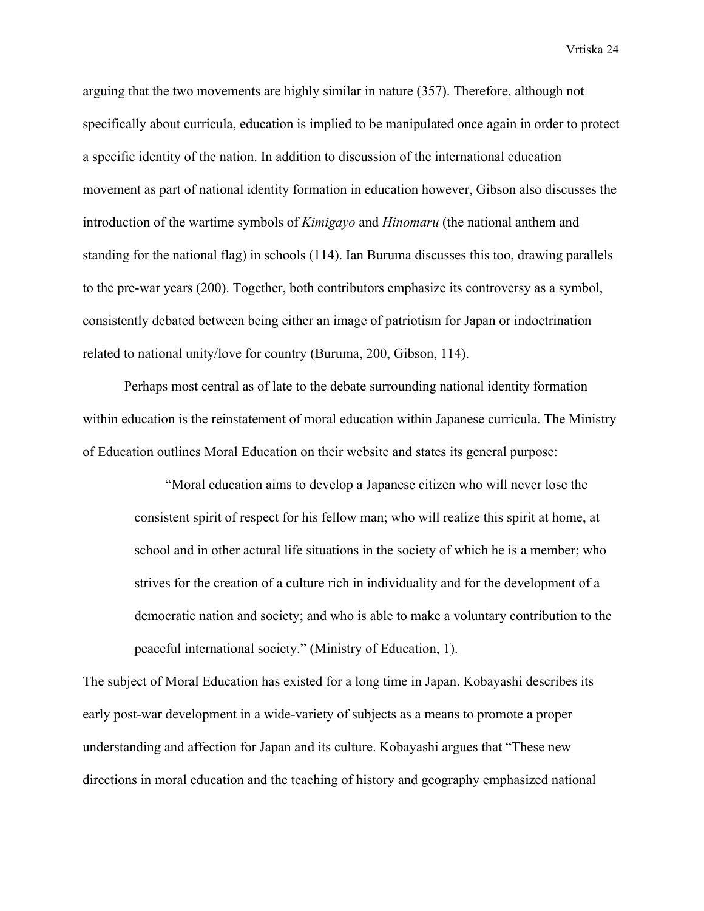arguing that the two movements are highly similar in nature (357). Therefore, although not specifically about curricula, education is implied to be manipulated once again in order to protect a specific identity of the nation. In addition to discussion of the international education movement as part of national identity formation in education however, Gibson also discusses the introduction of the wartime symbols of *Kimigayo* and *Hinomaru* (the national anthem and standing for the national flag) in schools (114). Ian Buruma discusses this too, drawing parallels to the pre-war years (200). Together, both contributors emphasize its controversy as a symbol, consistently debated between being either an image of patriotism for Japan or indoctrination related to national unity/love for country (Buruma, 200, Gibson, 114).

Perhaps most central as of late to the debate surrounding national identity formation within education is the reinstatement of moral education within Japanese curricula. The Ministry of Education outlines Moral Education on their website and states its general purpose:

> "Moral education aims to develop a Japanese citizen who will never lose the consistent spirit of respect for his fellow man; who will realize this spirit at home, at school and in other actural life situations in the society of which he is a member; who strives for the creation of a culture rich in individuality and for the development of a democratic nation and society; and who is able to make a voluntary contribution to the peaceful international society." (Ministry of Education, 1).

The subject of Moral Education has existed for a long time in Japan. Kobayashi describes its early post-war development in a wide-variety of subjects as a means to promote a proper understanding and affection for Japan and its culture. Kobayashi argues that "These new directions in moral education and the teaching of history and geography emphasized national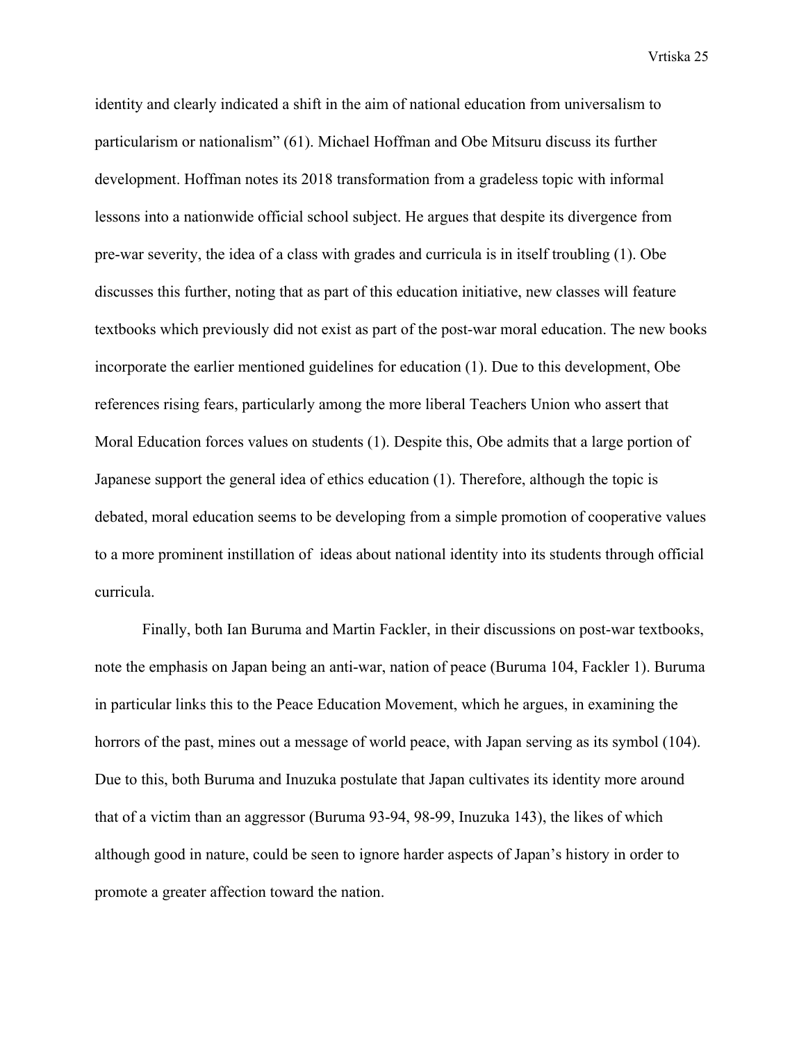identity and clearly indicated a shift in the aim of national education from universalism to particularism or nationalism" (61). Michael Hoffman and Obe Mitsuru discuss its further development. Hoffman notes its 2018 transformation from a gradeless topic with informal lessons into a nationwide official school subject. He argues that despite its divergence from pre-war severity, the idea of a class with grades and curricula is in itself troubling (1). Obe discusses this further, noting that as part of this education initiative, new classes will feature textbooks which previously did not exist as part of the post-war moral education. The new books incorporate the earlier mentioned guidelines for education (1). Due to this development, Obe references rising fears, particularly among the more liberal Teachers Union who assert that Moral Education forces values on students (1). Despite this, Obe admits that a large portion of Japanese support the general idea of ethics education (1). Therefore, although the topic is debated, moral education seems to be developing from a simple promotion of cooperative values to a more prominent instillation of ideas about national identity into its students through official curricula.

Finally, both Ian Buruma and Martin Fackler, in their discussions on post-war textbooks, note the emphasis on Japan being an anti-war, nation of peace (Buruma 104, Fackler 1). Buruma in particular links this to the Peace Education Movement, which he argues, in examining the horrors of the past, mines out a message of world peace, with Japan serving as its symbol (104). Due to this, both Buruma and Inuzuka postulate that Japan cultivates its identity more around that of a victim than an aggressor (Buruma 93-94, 98-99, Inuzuka 143), the likes of which although good in nature, could be seen to ignore harder aspects of Japan's history in order to promote a greater affection toward the nation.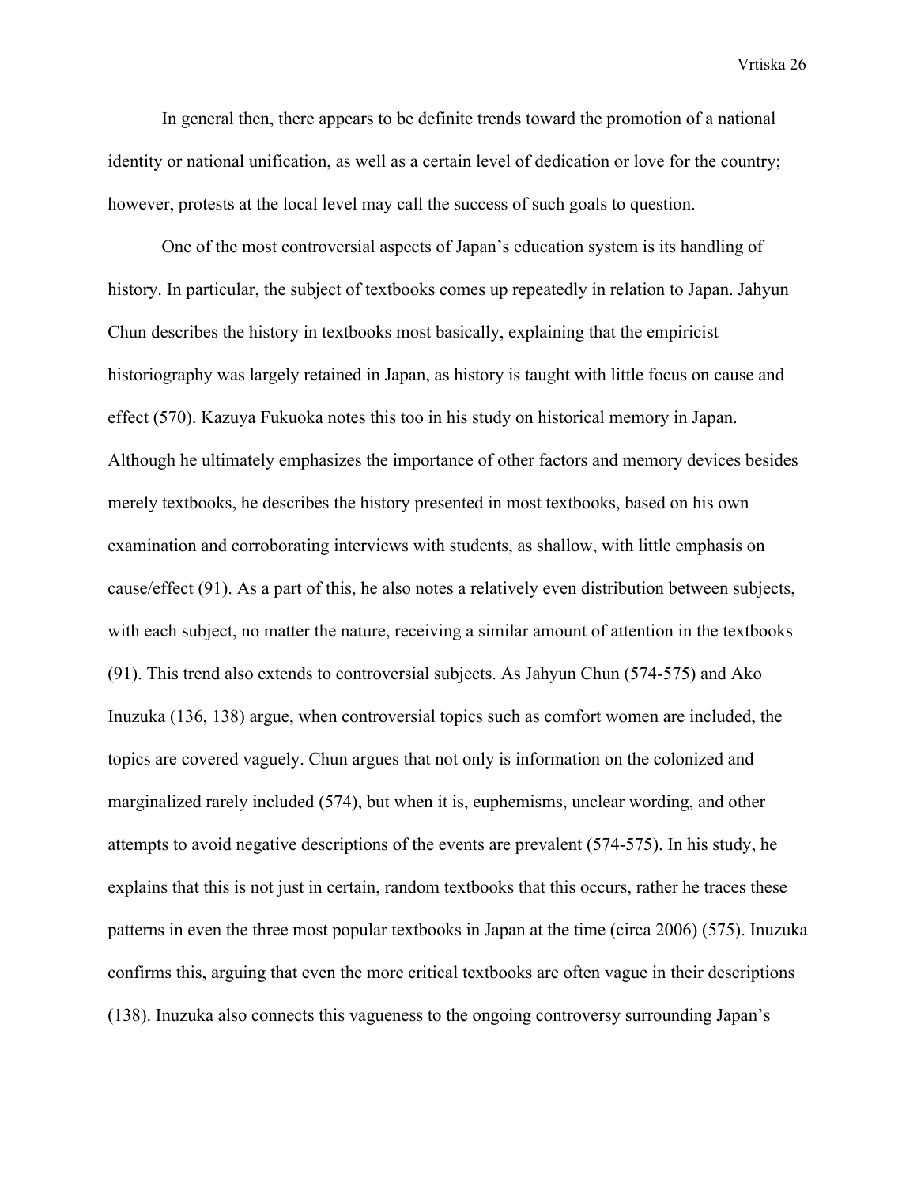In general then, there appears to be definite trends toward the promotion of a national identity or national unification, as well as a certain level of dedication or love for the country; however, protests at the local level may call the success of such goals to question.

One of the most controversial aspects of Japan's education system is its handling of history. In particular, the subject of textbooks comes up repeatedly in relation to Japan. Jahyun Chun describes the history in textbooks most basically, explaining that the empiricist historiography was largely retained in Japan, as history is taught with little focus on cause and effect (570). Kazuya Fukuoka notes this too in his study on historical memory in Japan. Although he ultimately emphasizes the importance of other factors and memory devices besides merely textbooks, he describes the history presented in most textbooks, based on his own examination and corroborating interviews with students, as shallow, with little emphasis on cause/effect (91). As a part of this, he also notes a relatively even distribution between subjects, with each subject, no matter the nature, receiving a similar amount of attention in the textbooks (91). This trend also extends to controversial subjects. As Jahyun Chun (574-575) and Ako Inuzuka (136, 138) argue, when controversial topics such as comfort women are included, the topics are covered vaguely. Chun argues that not only is information on the colonized and marginalized rarely included (574), but when it is, euphemisms, unclear wording, and other attempts to avoid negative descriptions of the events are prevalent (574-575). In his study, he explains that this is not just in certain, random textbooks that this occurs, rather he traces these patterns in even the three most popular textbooks in Japan at the time (circa 2006) (575). Inuzuka confirms this, arguing that even the more critical textbooks are often vague in their descriptions (138). Inuzuka also connects this vagueness to the ongoing controversy surrounding Japan's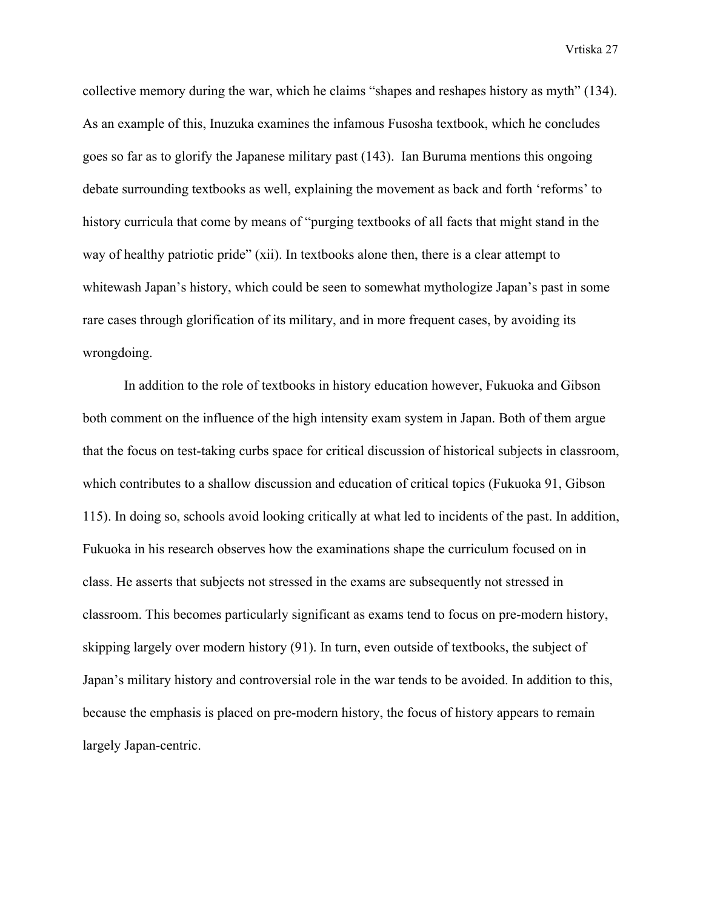collective memory during the war, which he claims “shapes and reshapes history as myth” (134). As an example of this, Inuzuka examines the infamous Fusosha textbook, which he concludes goes so far as to glorify the Japanese military past (143).  Ian Buruma mentions this ongoing debate surrounding textbooks as well, explaining the movement as back and forth ‘reforms’ to history curricula that come by means of “purging textbooks of all facts that might stand in the way of healthy patriotic pride” (xii). In textbooks alone then, there is a clear attempt to whitewash Japan’s history, which could be seen to somewhat mythologize Japan’s past in some rare cases through glorification of its military, and in more frequent cases, by avoiding its wrongdoing.

In addition to the role of textbooks in history education however, Fukuoka and Gibson both comment on the influence of the high intensity exam system in Japan. Both of them argue that the focus on test-taking curbs space for critical discussion of historical subjects in classroom, which contributes to a shallow discussion and education of critical topics (Fukuoka 91, Gibson 115). In doing so, schools avoid looking critically at what led to incidents of the past. In addition, Fukuoka in his research observes how the examinations shape the curriculum focused on in class. He asserts that subjects not stressed in the exams are subsequently not stressed in classroom. This becomes particularly significant as exams tend to focus on pre-modern history, skipping largely over modern history (91). In turn, even outside of textbooks, the subject of Japan’s military history and controversial role in the war tends to be avoided. In addition to this, because the emphasis is placed on pre-modern history, the focus of history appears to remain largely Japan-centric.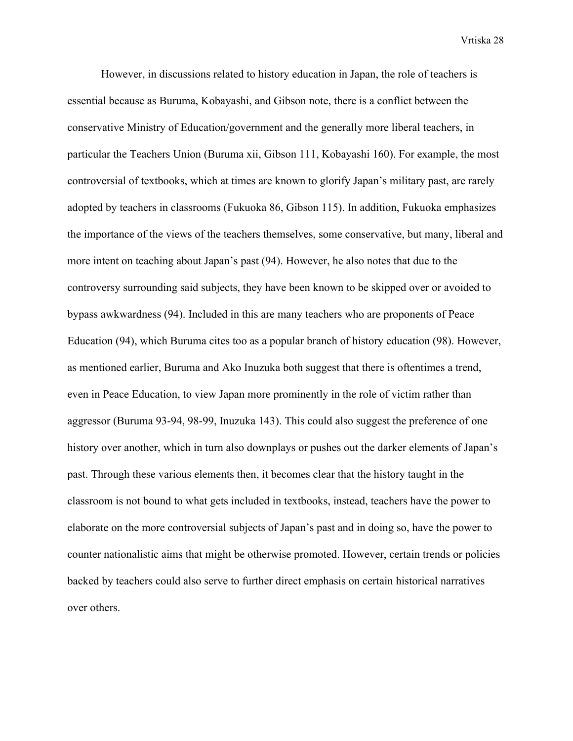However, in discussions related to history education in Japan, the role of teachers is essential because as Buruma, Kobayashi, and Gibson note, there is a conflict between the conservative Ministry of Education/government and the generally more liberal teachers, in particular the Teachers Union (Buruma xii, Gibson 111, Kobayashi 160). For example, the most controversial of textbooks, which at times are known to glorify Japan's military past, are rarely adopted by teachers in classrooms (Fukuoka 86, Gibson 115). In addition, Fukuoka emphasizes the importance of the views of the teachers themselves, some conservative, but many, liberal and more intent on teaching about Japan's past (94). However, he also notes that due to the controversy surrounding said subjects, they have been known to be skipped over or avoided to bypass awkwardness (94). Included in this are many teachers who are proponents of Peace Education (94), which Buruma cites too as a popular branch of history education (98). However, as mentioned earlier, Buruma and Ako Inuzuka both suggest that there is oftentimes a trend, even in Peace Education, to view Japan more prominently in the role of victim rather than aggressor (Buruma 93-94, 98-99, Inuzuka 143). This could also suggest the preference of one history over another, which in turn also downplays or pushes out the darker elements of Japan's past. Through these various elements then, it becomes clear that the history taught in the classroom is not bound to what gets included in textbooks, instead, teachers have the power to elaborate on the more controversial subjects of Japan's past and in doing so, have the power to counter nationalistic aims that might be otherwise promoted. However, certain trends or policies backed by teachers could also serve to further direct emphasis on certain historical narratives over others.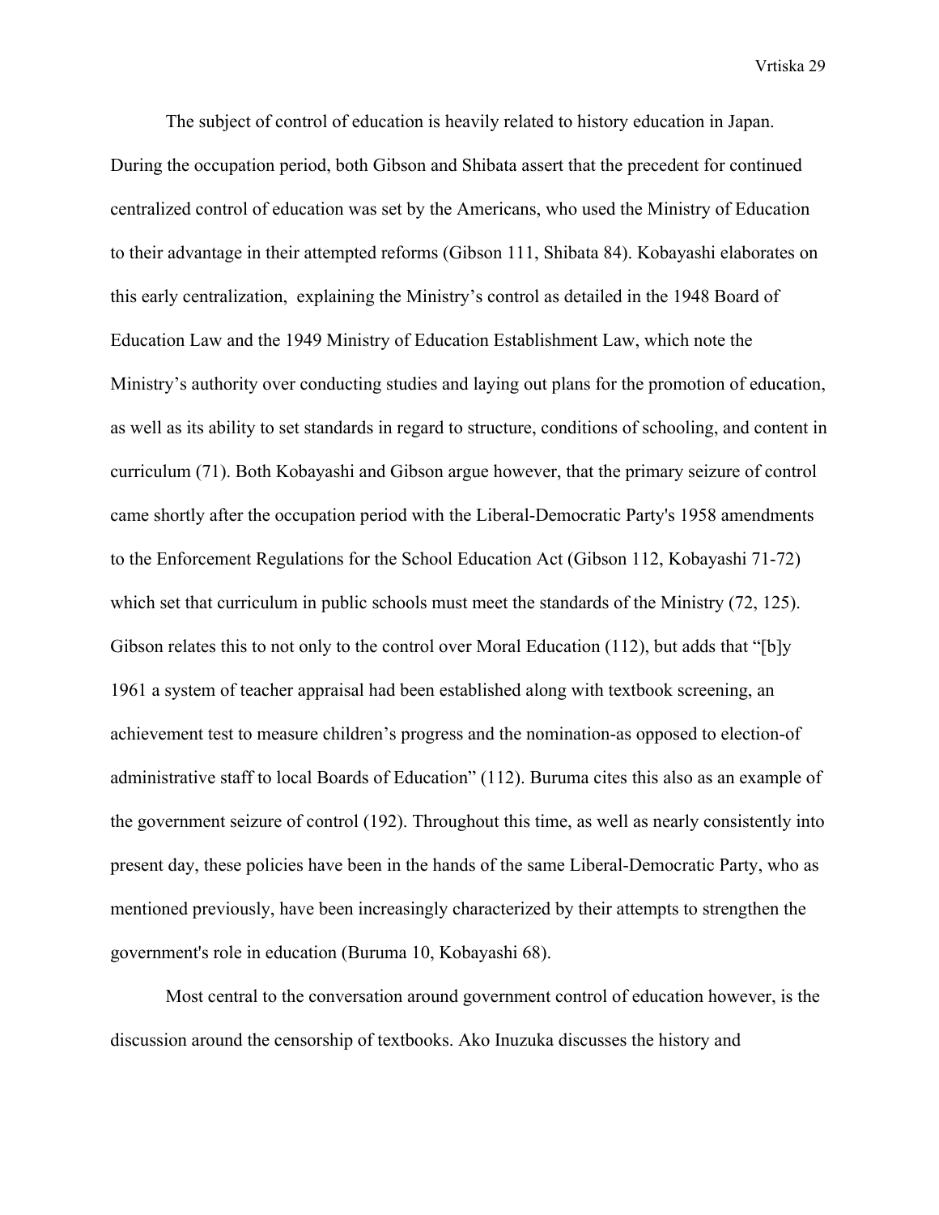The subject of control of education is heavily related to history education in Japan. During the occupation period, both Gibson and Shibata assert that the precedent for continued centralized control of education was set by the Americans, who used the Ministry of Education to their advantage in their attempted reforms (Gibson 111, Shibata 84). Kobayashi elaborates on this early centralization,  explaining the Ministry's control as detailed in the 1948 Board of Education Law and the 1949 Ministry of Education Establishment Law, which note the Ministry's authority over conducting studies and laying out plans for the promotion of education, as well as its ability to set standards in regard to structure, conditions of schooling, and content in curriculum (71). Both Kobayashi and Gibson argue however, that the primary seizure of control came shortly after the occupation period with the Liberal-Democratic Party's 1958 amendments to the Enforcement Regulations for the School Education Act (Gibson 112, Kobayashi 71-72) which set that curriculum in public schools must meet the standards of the Ministry (72, 125). Gibson relates this to not only to the control over Moral Education (112), but adds that "[b]y 1961 a system of teacher appraisal had been established along with textbook screening, an achievement test to measure children's progress and the nomination-as opposed to election-of administrative staff to local Boards of Education" (112). Buruma cites this also as an example of the government seizure of control (192). Throughout this time, as well as nearly consistently into present day, these policies have been in the hands of the same Liberal-Democratic Party, who as mentioned previously, have been increasingly characterized by their attempts to strengthen the government's role in education (Buruma 10, Kobayashi 68).

Most central to the conversation around government control of education however, is the discussion around the censorship of textbooks. Ako Inuzuka discusses the history and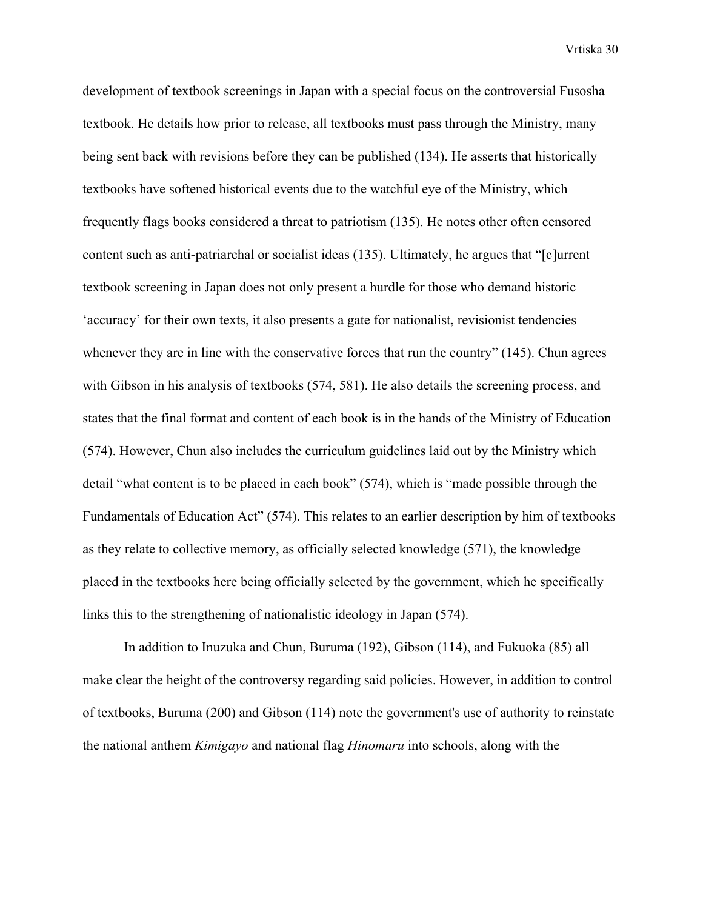development of textbook screenings in Japan with a special focus on the controversial Fusosha textbook. He details how prior to release, all textbooks must pass through the Ministry, many being sent back with revisions before they can be published (134). He asserts that historically textbooks have softened historical events due to the watchful eye of the Ministry, which frequently flags books considered a threat to patriotism (135). He notes other often censored content such as anti-patriarchal or socialist ideas (135). Ultimately, he argues that "[c]urrent textbook screening in Japan does not only present a hurdle for those who demand historic 'accuracy' for their own texts, it also presents a gate for nationalist, revisionist tendencies whenever they are in line with the conservative forces that run the country" (145). Chun agrees with Gibson in his analysis of textbooks (574, 581). He also details the screening process, and states that the final format and content of each book is in the hands of the Ministry of Education (574). However, Chun also includes the curriculum guidelines laid out by the Ministry which detail "what content is to be placed in each book" (574), which is "made possible through the Fundamentals of Education Act" (574). This relates to an earlier description by him of textbooks as they relate to collective memory, as officially selected knowledge (571), the knowledge placed in the textbooks here being officially selected by the government, which he specifically links this to the strengthening of nationalistic ideology in Japan (574).

In addition to Inuzuka and Chun, Buruma (192), Gibson (114), and Fukuoka (85) all make clear the height of the controversy regarding said policies. However, in addition to control of textbooks, Buruma (200) and Gibson (114) note the government's use of authority to reinstate the national anthem *Kimigayo* and national flag *Hinomaru* into schools, along with the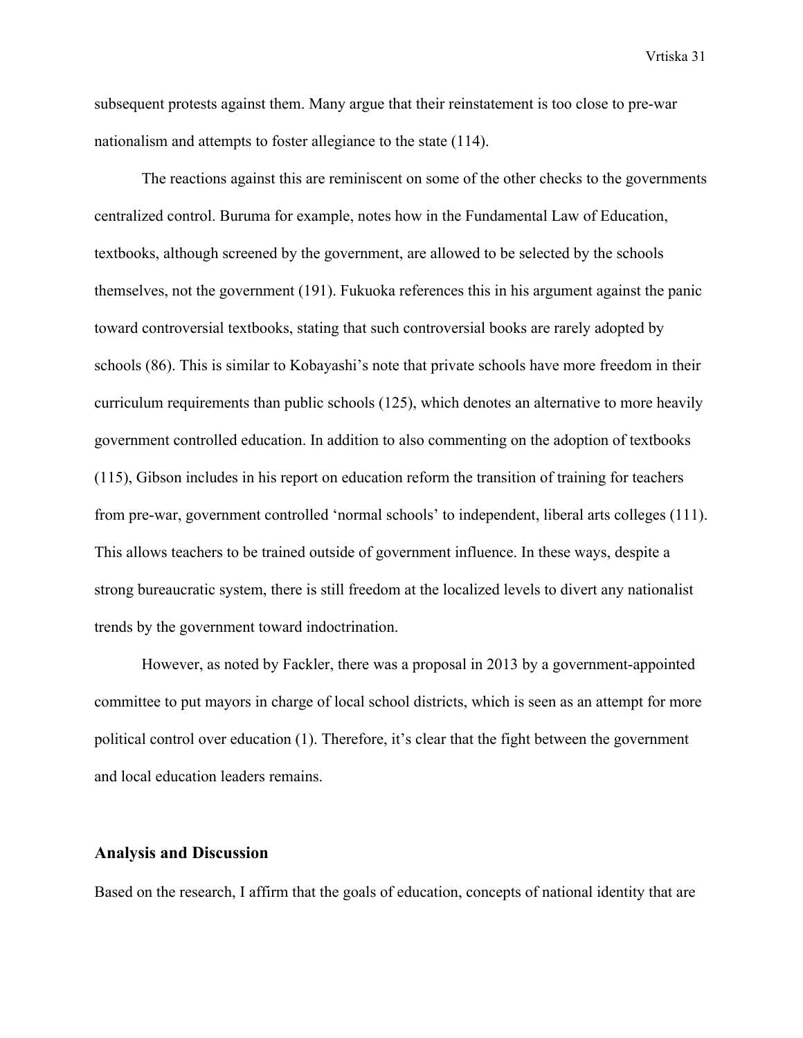subsequent protests against them. Many argue that their reinstatement is too close to pre-war nationalism and attempts to foster allegiance to the state (114).

The reactions against this are reminiscent on some of the other checks to the governments centralized control. Buruma for example, notes how in the Fundamental Law of Education, textbooks, although screened by the government, are allowed to be selected by the schools themselves, not the government (191). Fukuoka references this in his argument against the panic toward controversial textbooks, stating that such controversial books are rarely adopted by schools (86). This is similar to Kobayashi's note that private schools have more freedom in their curriculum requirements than public schools (125), which denotes an alternative to more heavily government controlled education. In addition to also commenting on the adoption of textbooks (115), Gibson includes in his report on education reform the transition of training for teachers from pre-war, government controlled 'normal schools' to independent, liberal arts colleges (111). This allows teachers to be trained outside of government influence. In these ways, despite a strong bureaucratic system, there is still freedom at the localized levels to divert any nationalist trends by the government toward indoctrination.

However, as noted by Fackler, there was a proposal in 2013 by a government-appointed committee to put mayors in charge of local school districts, which is seen as an attempt for more political control over education (1). Therefore, it's clear that the fight between the government and local education leaders remains.

## Analysis and Discussion

Based on the research, I affirm that the goals of education, concepts of national identity that are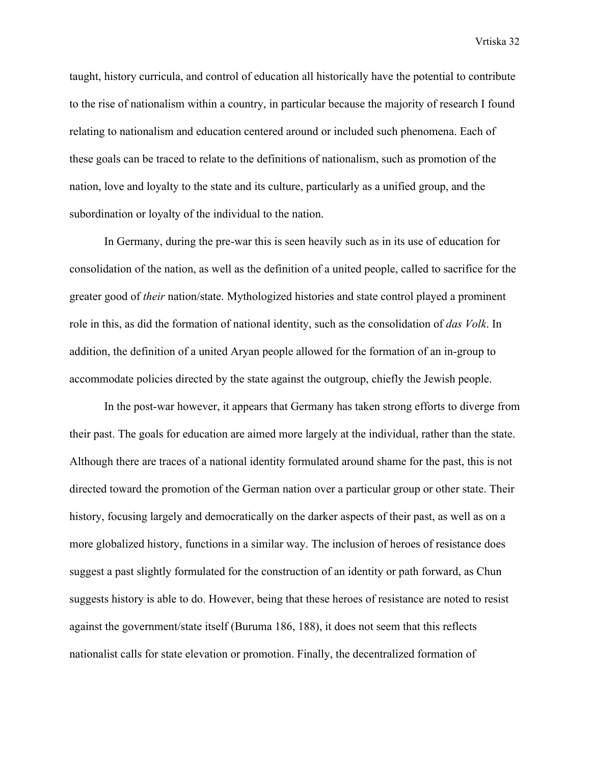taught, history curricula, and control of education all historically have the potential to contribute to the rise of nationalism within a country, in particular because the majority of research I found relating to nationalism and education centered around or included such phenomena. Each of these goals can be traced to relate to the definitions of nationalism, such as promotion of the nation, love and loyalty to the state and its culture, particularly as a unified group, and the subordination or loyalty of the individual to the nation.

In Germany, during the pre-war this is seen heavily such as in its use of education for consolidation of the nation, as well as the definition of a united people, called to sacrifice for the greater good of *their* nation/state. Mythologized histories and state control played a prominent role in this, as did the formation of national identity, such as the consolidation of *das Volk*. In addition, the definition of a united Aryan people allowed for the formation of an in-group to accommodate policies directed by the state against the outgroup, chiefly the Jewish people.

In the post-war however, it appears that Germany has taken strong efforts to diverge from their past. The goals for education are aimed more largely at the individual, rather than the state. Although there are traces of a national identity formulated around shame for the past, this is not directed toward the promotion of the German nation over a particular group or other state. Their history, focusing largely and democratically on the darker aspects of their past, as well as on a more globalized history, functions in a similar way. The inclusion of heroes of resistance does suggest a past slightly formulated for the construction of an identity or path forward, as Chun suggests history is able to do. However, being that these heroes of resistance are noted to resist against the government/state itself (Buruma 186, 188), it does not seem that this reflects nationalist calls for state elevation or promotion. Finally, the decentralized formation of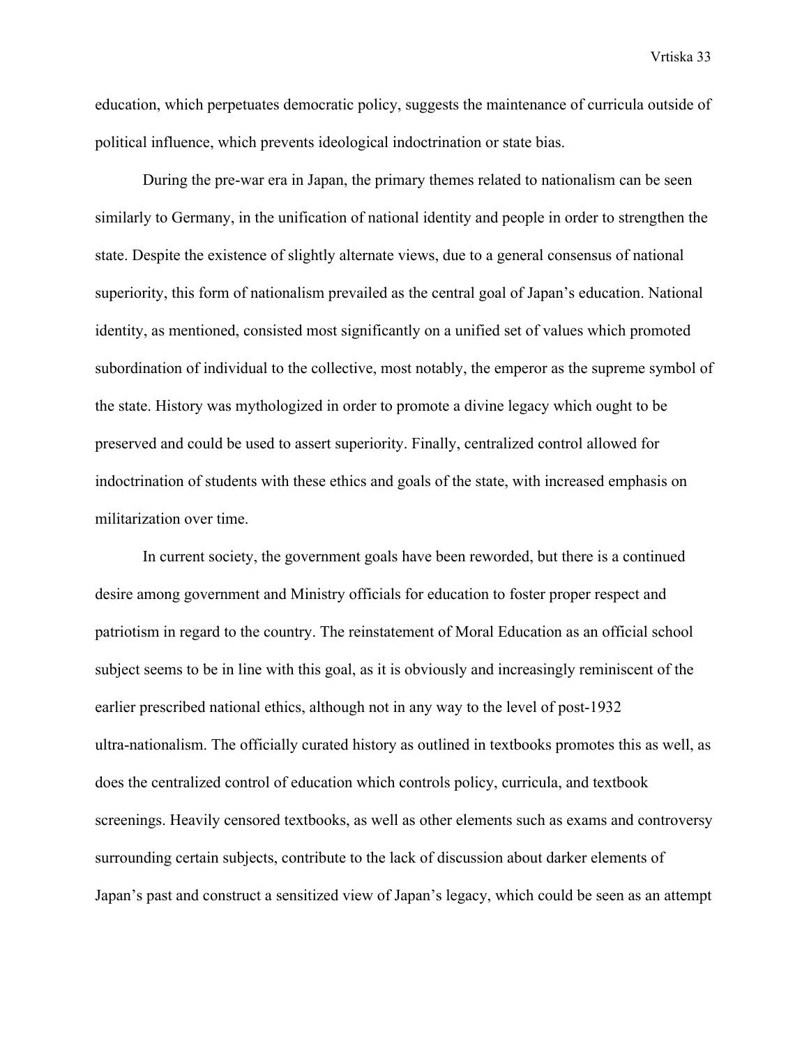education, which perpetuates democratic policy, suggests the maintenance of curricula outside of political influence, which prevents ideological indoctrination or state bias.

During the pre-war era in Japan, the primary themes related to nationalism can be seen similarly to Germany, in the unification of national identity and people in order to strengthen the state. Despite the existence of slightly alternate views, due to a general consensus of national superiority, this form of nationalism prevailed as the central goal of Japan's education. National identity, as mentioned, consisted most significantly on a unified set of values which promoted subordination of individual to the collective, most notably, the emperor as the supreme symbol of the state. History was mythologized in order to promote a divine legacy which ought to be preserved and could be used to assert superiority. Finally, centralized control allowed for indoctrination of students with these ethics and goals of the state, with increased emphasis on militarization over time.

In current society, the government goals have been reworded, but there is a continued desire among government and Ministry officials for education to foster proper respect and patriotism in regard to the country. The reinstatement of Moral Education as an official school subject seems to be in line with this goal, as it is obviously and increasingly reminiscent of the earlier prescribed national ethics, although not in any way to the level of post-1932 ultra-nationalism. The officially curated history as outlined in textbooks promotes this as well, as does the centralized control of education which controls policy, curricula, and textbook screenings. Heavily censored textbooks, as well as other elements such as exams and controversy surrounding certain subjects, contribute to the lack of discussion about darker elements of Japan's past and construct a sensitized view of Japan's legacy, which could be seen as an attempt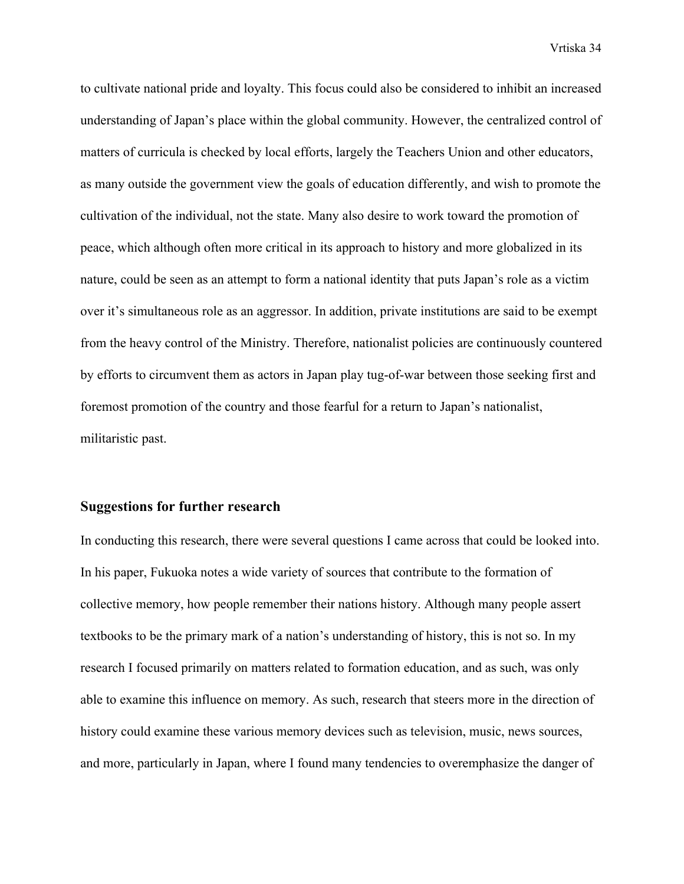to cultivate national pride and loyalty. This focus could also be considered to inhibit an increased understanding of Japan's place within the global community. However, the centralized control of matters of curricula is checked by local efforts, largely the Teachers Union and other educators, as many outside the government view the goals of education differently, and wish to promote the cultivation of the individual, not the state. Many also desire to work toward the promotion of peace, which although often more critical in its approach to history and more globalized in its nature, could be seen as an attempt to form a national identity that puts Japan's role as a victim over it's simultaneous role as an aggressor. In addition, private institutions are said to be exempt from the heavy control of the Ministry. Therefore, nationalist policies are continuously countered by efforts to circumvent them as actors in Japan play tug-of-war between those seeking first and foremost promotion of the country and those fearful for a return to Japan's nationalist, militaristic past.

## Suggestions for further research

In conducting this research, there were several questions I came across that could be looked into. In his paper, Fukuoka notes a wide variety of sources that contribute to the formation of collective memory, how people remember their nations history. Although many people assert textbooks to be the primary mark of a nation's understanding of history, this is not so. In my research I focused primarily on matters related to formation education, and as such, was only able to examine this influence on memory. As such, research that steers more in the direction of history could examine these various memory devices such as television, music, news sources, and more, particularly in Japan, where I found many tendencies to overemphasize the danger of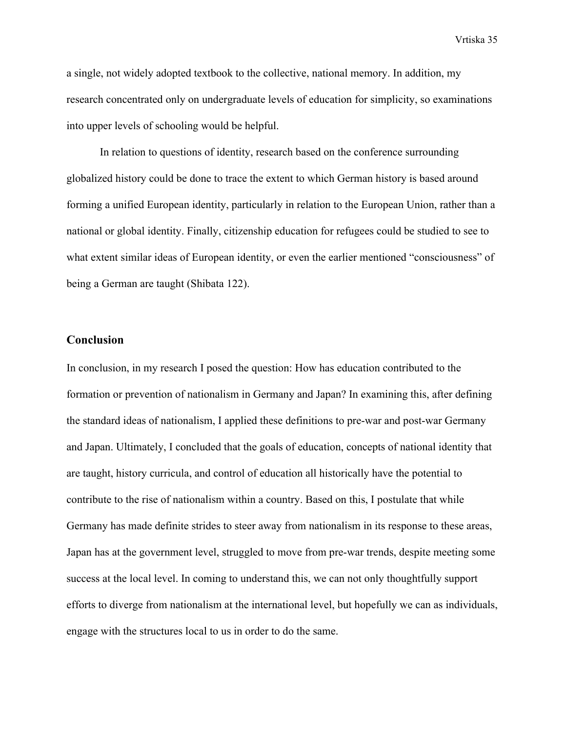a single, not widely adopted textbook to the collective, national memory. In addition, my research concentrated only on undergraduate levels of education for simplicity, so examinations into upper levels of schooling would be helpful.

In relation to questions of identity, research based on the conference surrounding globalized history could be done to trace the extent to which German history is based around forming a unified European identity, particularly in relation to the European Union, rather than a national or global identity. Finally, citizenship education for refugees could be studied to see to what extent similar ideas of European identity, or even the earlier mentioned "consciousness" of being a German are taught (Shibata 122).

## Conclusion

In conclusion, in my research I posed the question: How has education contributed to the formation or prevention of nationalism in Germany and Japan? In examining this, after defining the standard ideas of nationalism, I applied these definitions to pre-war and post-war Germany and Japan. Ultimately, I concluded that the goals of education, concepts of national identity that are taught, history curricula, and control of education all historically have the potential to contribute to the rise of nationalism within a country. Based on this, I postulate that while Germany has made definite strides to steer away from nationalism in its response to these areas, Japan has at the government level, struggled to move from pre-war trends, despite meeting some success at the local level. In coming to understand this, we can not only thoughtfully support efforts to diverge from nationalism at the international level, but hopefully we can as individuals, engage with the structures local to us in order to do the same.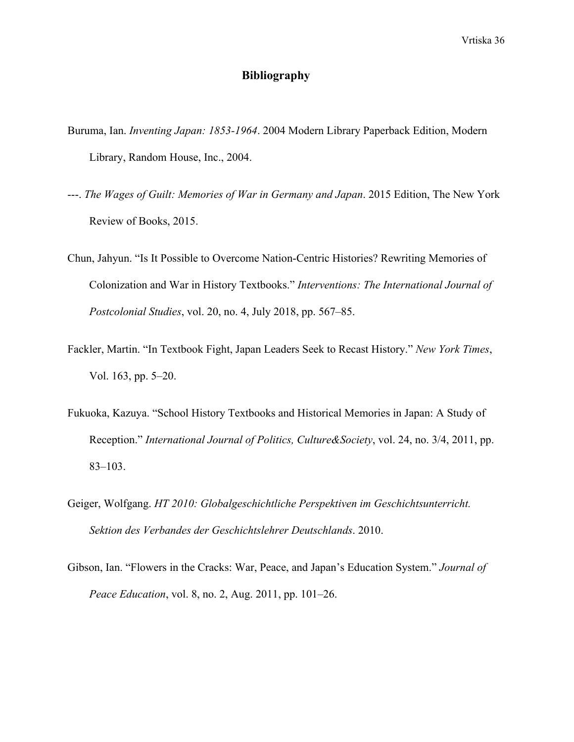# Bibliography

Buruma, Ian. *Inventing Japan: 1853-1964*. 2004 Modern Library Paperback Edition, Modern Library, Random House, Inc., 2004.

---. *The Wages of Guilt: Memories of War in Germany and Japan*. 2015 Edition, The New York Review of Books, 2015.

Chun, Jahyun. "Is It Possible to Overcome Nation-Centric Histories? Rewriting Memories of Colonization and War in History Textbooks." *Interventions: The International Journal of Postcolonial Studies*, vol. 20, no. 4, July 2018, pp. 567–85.

Fackler, Martin. "In Textbook Fight, Japan Leaders Seek to Recast History." *New York Times*, Vol. 163, pp. 5–20.

Fukuoka, Kazuya. "School History Textbooks and Historical Memories in Japan: A Study of Reception." *International Journal of Politics, Culture&Society*, vol. 24, no. 3/4, 2011, pp. 83–103.

Geiger, Wolfgang. *HT 2010: Globalgeschichtliche Perspektiven im Geschichtsunterricht. Sektion des Verbandes der Geschichtslehrer Deutschlands*. 2010.

Gibson, Ian. "Flowers in the Cracks: War, Peace, and Japan's Education System." *Journal of Peace Education*, vol. 8, no. 2, Aug. 2011, pp. 101–26.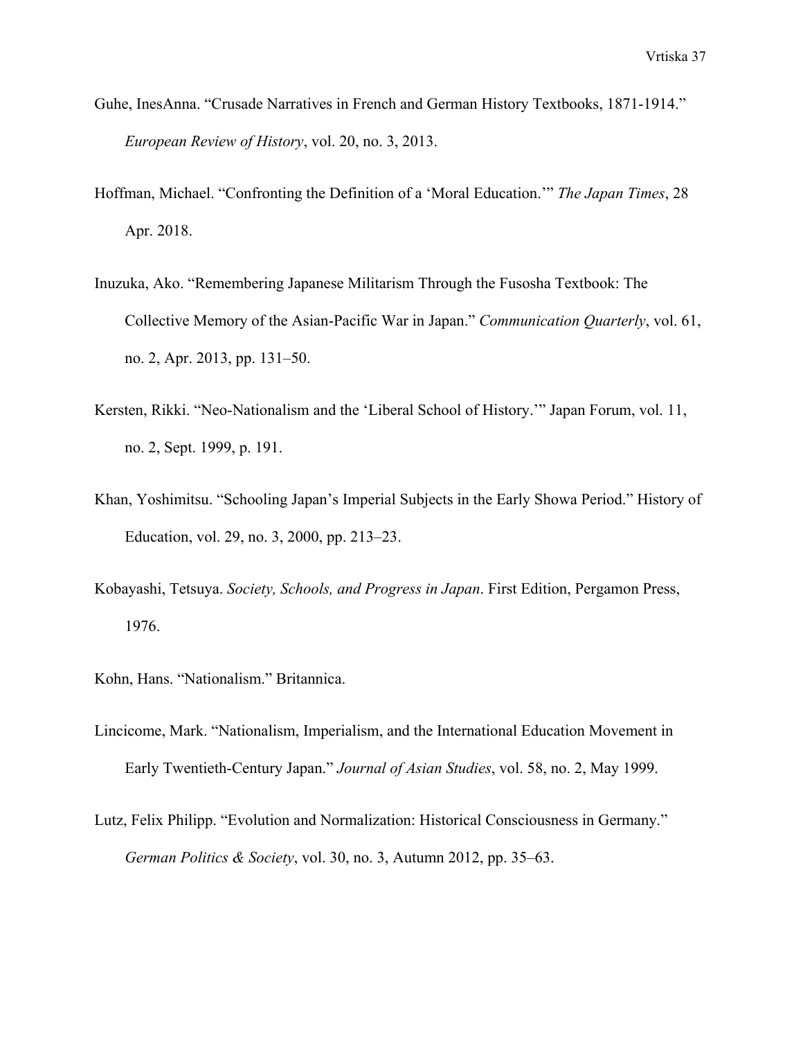Guhe, InesAnna. "Crusade Narratives in French and German History Textbooks, 1871-1914." *European Review of History*, vol. 20, no. 3, 2013.

Hoffman, Michael. "Confronting the Definition of a 'Moral Education.'" *The Japan Times*, 28 Apr. 2018.

Inuzuka, Ako. "Remembering Japanese Militarism Through the Fusosha Textbook: The Collective Memory of the Asian-Pacific War in Japan." *Communication Quarterly*, vol. 61, no. 2, Apr. 2013, pp. 131–50.

Kersten, Rikki. "Neo-Nationalism and the 'Liberal School of History.'" Japan Forum, vol. 11, no. 2, Sept. 1999, p. 191.

Khan, Yoshimitsu. "Schooling Japan's Imperial Subjects in the Early Showa Period." History of Education, vol. 29, no. 3, 2000, pp. 213–23.

Kobayashi, Tetsuya. *Society, Schools, and Progress in Japan*. First Edition, Pergamon Press, 1976.

Kohn, Hans. "Nationalism." Britannica.

Lincicome, Mark. "Nationalism, Imperialism, and the International Education Movement in Early Twentieth-Century Japan." *Journal of Asian Studies*, vol. 58, no. 2, May 1999.

Lutz, Felix Philipp. "Evolution and Normalization: Historical Consciousness in Germany." *German Politics & Society*, vol. 30, no. 3, Autumn 2012, pp. 35–63.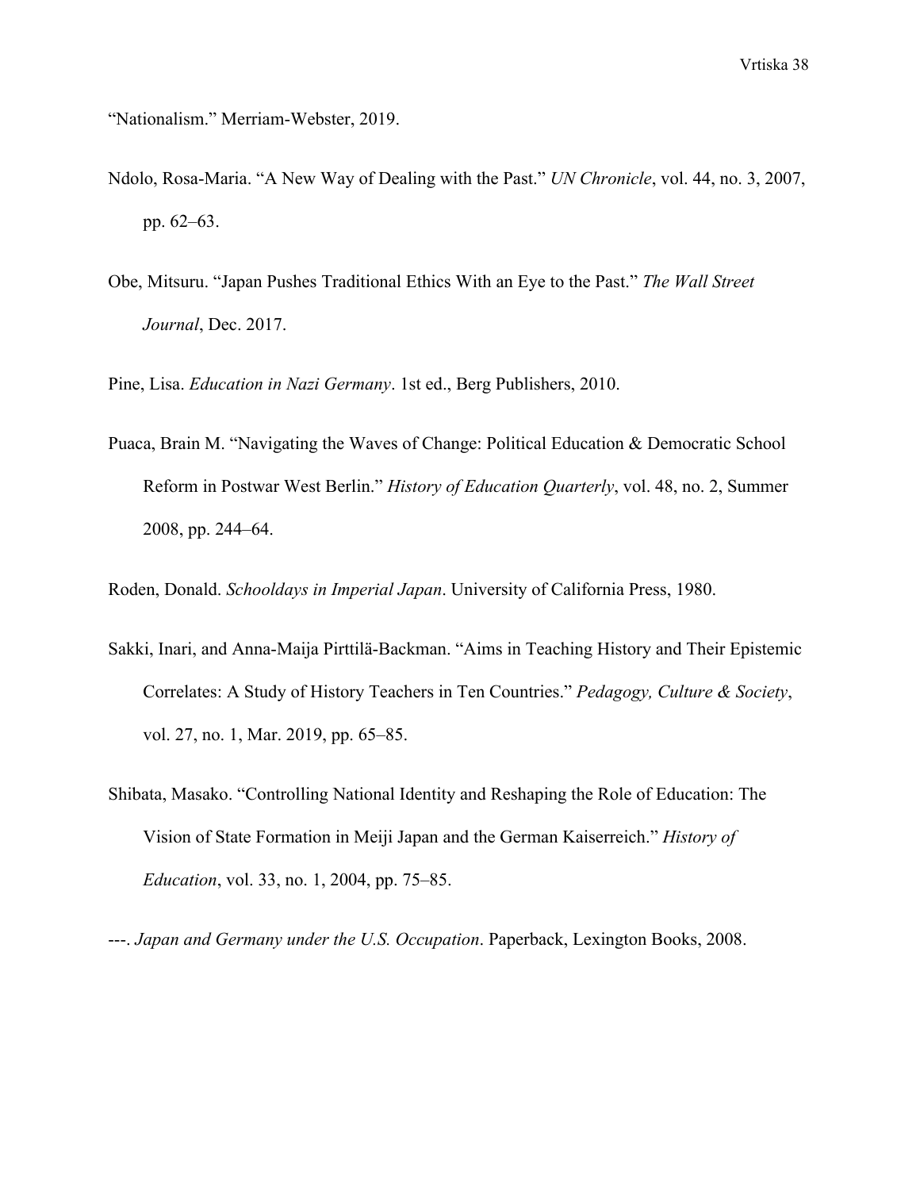“Nationalism.” Merriam-Webster, 2019.

Ndolo, Rosa-Maria. “A New Way of Dealing with the Past.” *UN Chronicle*, vol. 44, no. 3, 2007, pp. 62–63.

Obe, Mitsuru. “Japan Pushes Traditional Ethics With an Eye to the Past.” *The Wall Street Journal*, Dec. 2017.

Pine, Lisa. *Education in Nazi Germany*. 1st ed., Berg Publishers, 2010.

Puaca, Brain M. “Navigating the Waves of Change: Political Education & Democratic School Reform in Postwar West Berlin.” *History of Education Quarterly*, vol. 48, no. 2, Summer 2008, pp. 244–64.

Roden, Donald. *Schooldays in Imperial Japan*. University of California Press, 1980.

Sakki, Inari, and Anna-Maija Pirttilä-Backman. “Aims in Teaching History and Their Epistemic Correlates: A Study of History Teachers in Ten Countries.” *Pedagogy, Culture & Society*, vol. 27, no. 1, Mar. 2019, pp. 65–85.

Shibata, Masako. “Controlling National Identity and Reshaping the Role of Education: The Vision of State Formation in Meiji Japan and the German Kaiserreich.” *History of Education*, vol. 33, no. 1, 2004, pp. 75–85.

---. *Japan and Germany under the U.S. Occupation*. Paperback, Lexington Books, 2008.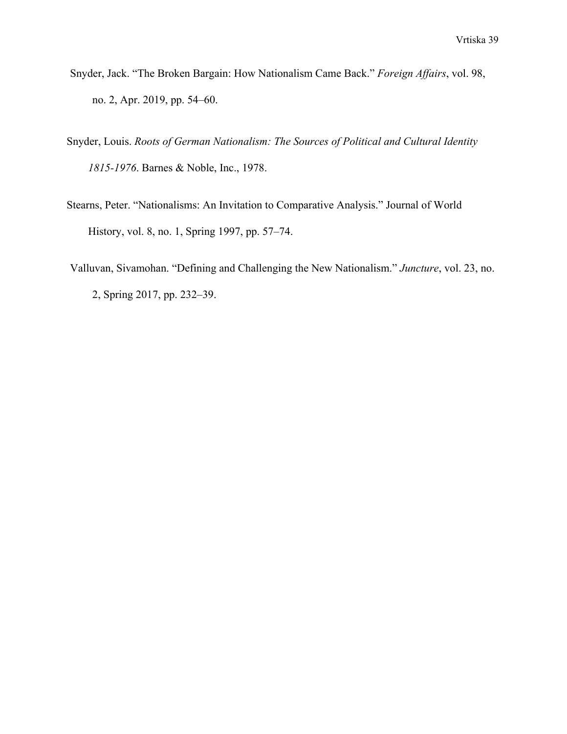Snyder, Jack. "The Broken Bargain: How Nationalism Came Back." *Foreign Affairs*, vol. 98, no. 2, Apr. 2019, pp. 54–60.

Snyder, Louis. *Roots of German Nationalism: The Sources of Political and Cultural Identity 1815-1976*. Barnes & Noble, Inc., 1978.

Stearns, Peter. "Nationalisms: An Invitation to Comparative Analysis." Journal of World History, vol. 8, no. 1, Spring 1997, pp. 57–74.

Valluvan, Sivamohan. "Defining and Challenging the New Nationalism." *Juncture*, vol. 23, no. 2, Spring 2017, pp. 232–39.